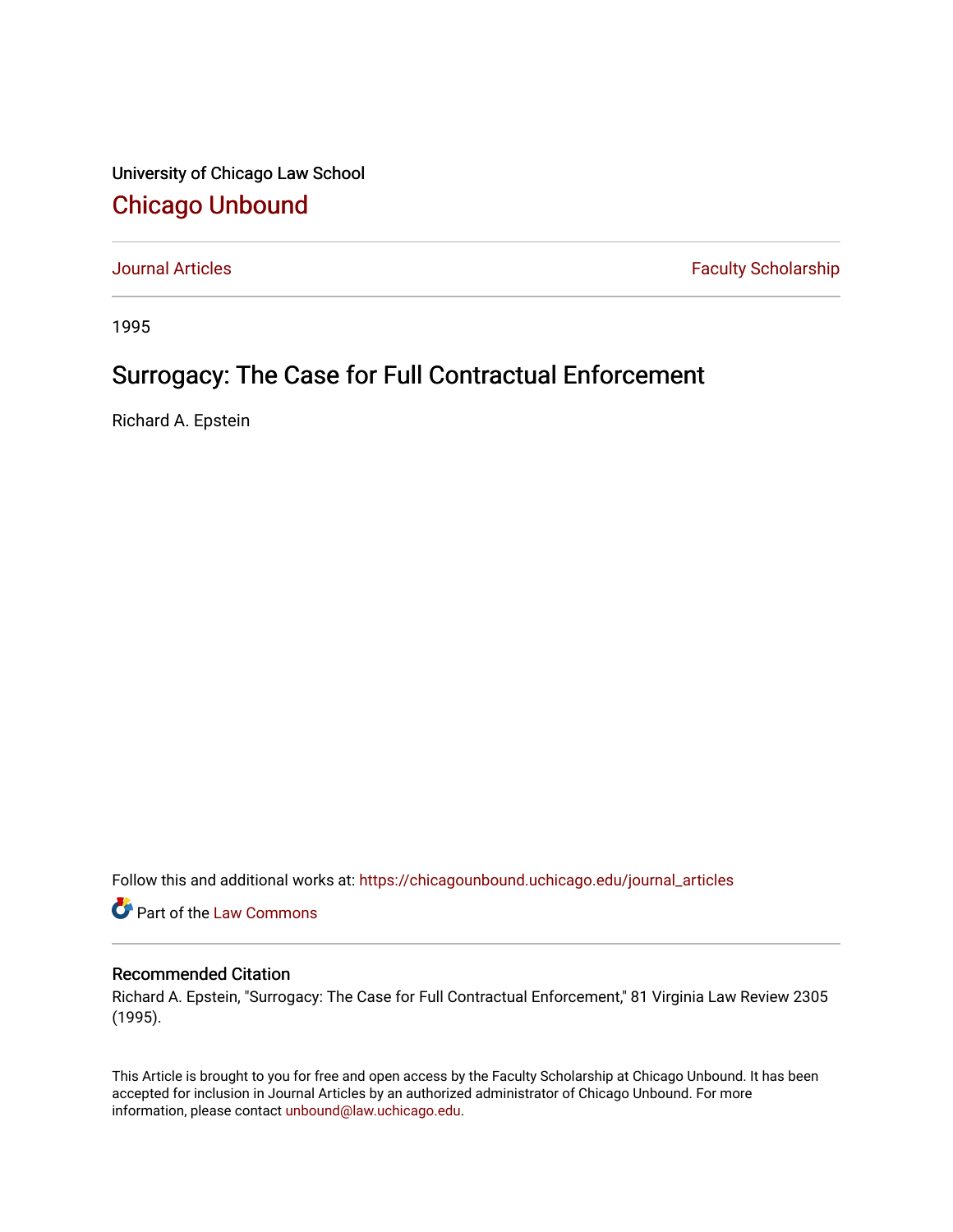University of Chicago Law School

# Chicago Unbound

Journal Articles | Faculty Scholarship

1995

## Surrogacy: The Case for Full Contractual Enforcement

Richard A. Epstein

Follow this and additional works at: https://chicagounbound.uchicago.edu/journal_articles

Part of the Law Commons

### Recommended Citation

Richard A. Epstein, "Surrogacy: The Case for Full Contractual Enforcement," 81 Virginia Law Review 2305 (1995).

This Article is brought to you for free and open access by the Faculty Scholarship at Chicago Unbound. It has been accepted for inclusion in Journal Articles by an authorized administrator of Chicago Unbound. For more information, please contact unbound@law.uchicago.edu.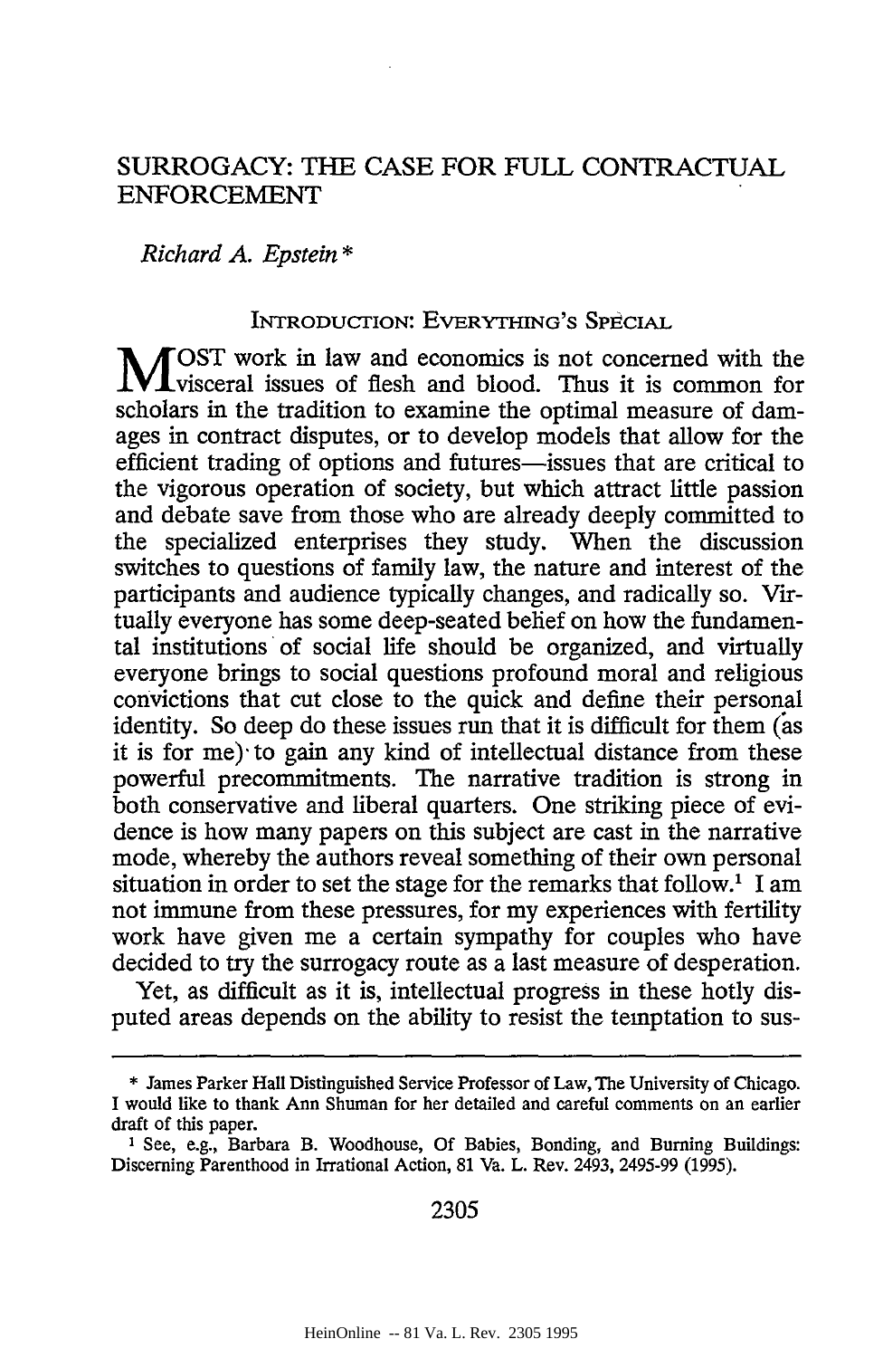# SURROGACY: THE CASE FOR FULL CONTRACTUAL ENFORCEMENT

*Richard A. Epstein\**

## INTRODUCTION: EVERYTHING'S SPECIAL

MOST work in law and economics is not concerned with the visceral issues of flesh and blood. Thus it is common for scholars in the tradition to examine the optimal measure of damages in contract disputes, or to develop models that allow for the efficient trading of options and futures—issues that are critical to the vigorous operation of society, but which attract little passion and debate save from those who are already deeply committed to the specialized enterprises they study. When the discussion switches to questions of family law, the nature and interest of the participants and audience typically changes, and radically so. Virtually everyone has some deep-seated belief on how the fundamental institutions of social life should be organized, and virtually everyone brings to social questions profound moral and religious convictions that cut close to the quick and define their personal identity. So deep do these issues run that it is difficult for them (as it is for me) to gain any kind of intellectual distance from these powerful precommitments. The narrative tradition is strong in both conservative and liberal quarters. One striking piece of evidence is how many papers on this subject are cast in the narrative mode, whereby the authors reveal something of their own personal situation in order to set the stage for the remarks that follow.[1] I am not immune from these pressures, for my experiences with fertility work have given me a certain sympathy for couples who have decided to try the surrogacy route as a last measure of desperation.

Yet, as difficult as it is, intellectual progress in these hotly disputed areas depends on the ability to resist the temptation to sus-

---

\* James Parker Hall Distinguished Service Professor of Law, The University of Chicago. I would like to thank Ann Shuman for her detailed and careful comments on an earlier draft of this paper.

[1] See, e.g., Barbara B. Woodhouse, Of Babies, Bonding, and Burning Buildings: Discerning Parenthood in Irrational Action, 81 Va. L. Rev. 2493, 2495-99 (1995).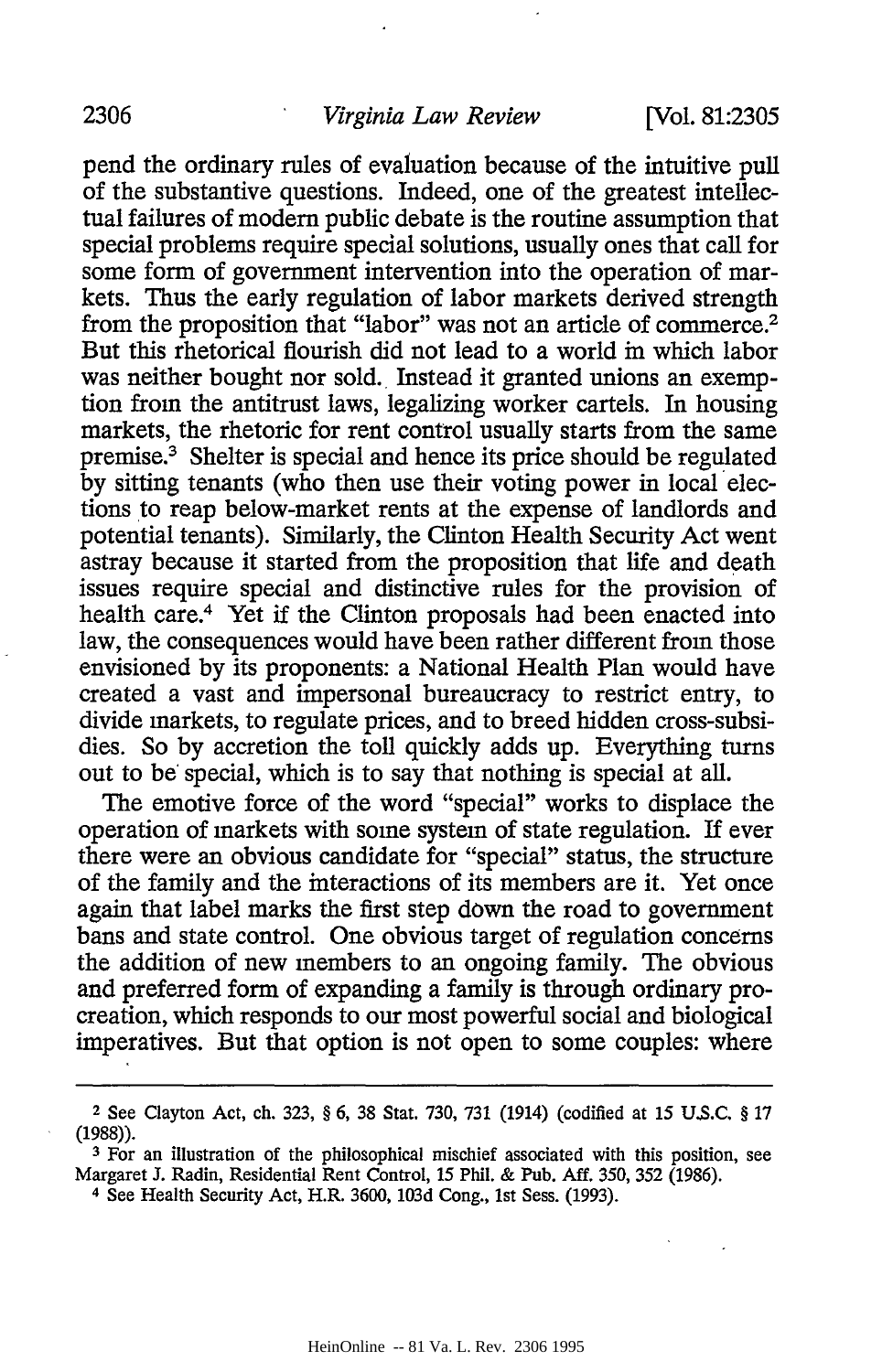pend the ordinary rules of evaluation because of the intuitive pull of the substantive questions. Indeed, one of the greatest intellectual failures of modern public debate is the routine assumption that special problems require special solutions, usually ones that call for some form of government intervention into the operation of markets. Thus the early regulation of labor markets derived strength from the proposition that "labor" was not an article of commerce.[2] But this rhetorical flourish did not lead to a world in which labor was neither bought nor sold. Instead it granted unions an exemption from the antitrust laws, legalizing worker cartels. In housing markets, the rhetoric for rent control usually starts from the same premise.[3] Shelter is special and hence its price should be regulated by sitting tenants (who then use their voting power in local elections to reap below-market rents at the expense of landlords and potential tenants). Similarly, the Clinton Health Security Act went astray because it started from the proposition that life and death issues require special and distinctive rules for the provision of health care.[4] Yet if the Clinton proposals had been enacted into law, the consequences would have been rather different from those envisioned by its proponents: a National Health Plan would have created a vast and impersonal bureaucracy to restrict entry, to divide markets, to regulate prices, and to breed hidden cross-subsidies. So by accretion the toll quickly adds up. Everything turns out to be special, which is to say that nothing is special at all.

The emotive force of the word "special" works to displace the operation of markets with some system of state regulation. If ever there were an obvious candidate for "special" status, the structure of the family and the interactions of its members are it. Yet once again that label marks the first step down the road to government bans and state control. One obvious target of regulation concerns the addition of new members to an ongoing family. The obvious and preferred form of expanding a family is through ordinary procreation, which responds to our most powerful social and biological imperatives. But that option is not open to some couples: where

---

[2] See Clayton Act, ch. 323, § 6, 38 Stat. 730, 731 (1914) (codified at 15 U.S.C. § 17 (1988)).

[3] For an illustration of the philosophical mischief associated with this position, see Margaret J. Radin, Residential Rent Control, 15 Phil. & Pub. Aff. 350, 352 (1986).

[4] See Health Security Act, H.R. 3600, 103d Cong., 1st Sess. (1993).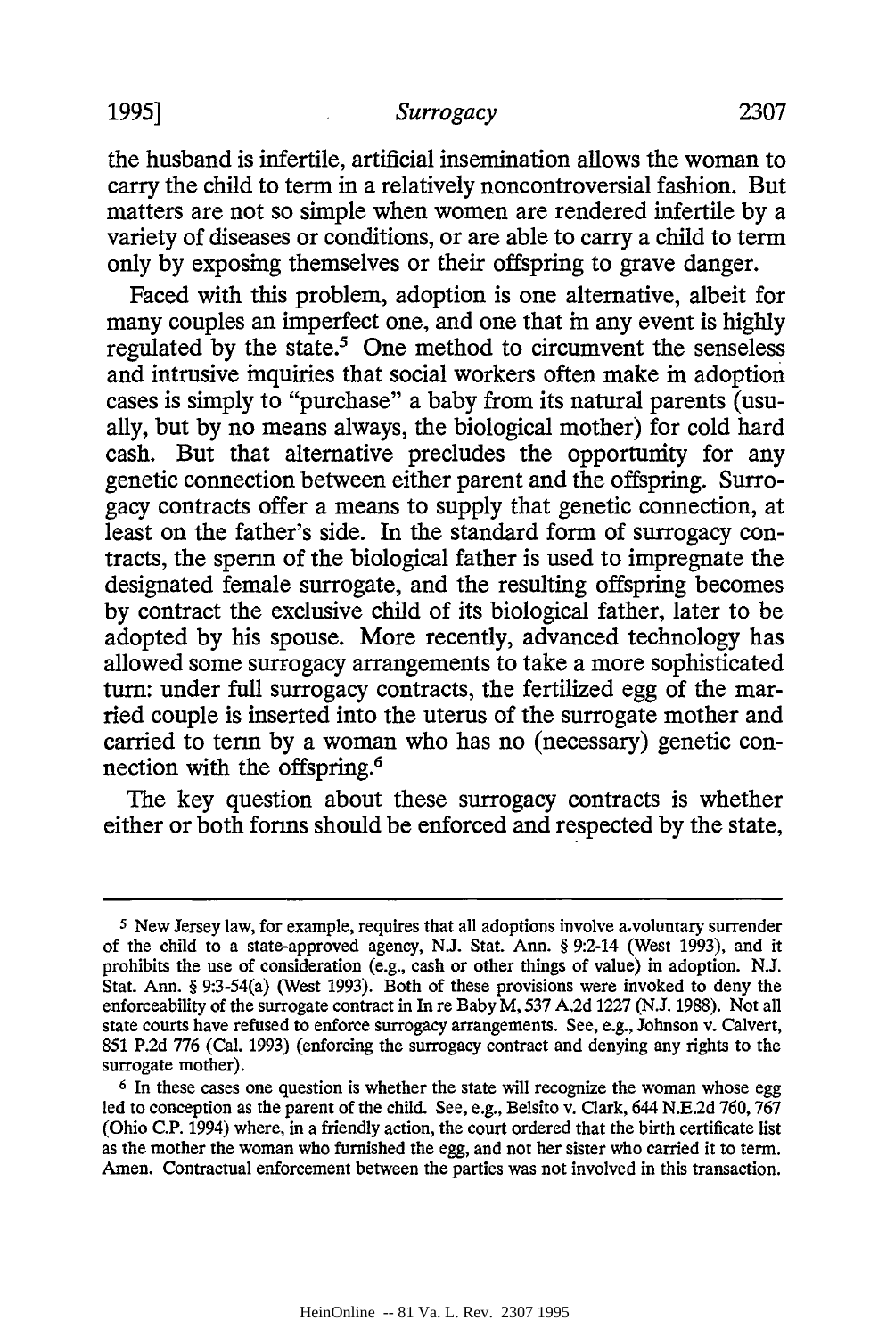the husband is infertile, artificial insemination allows the woman to carry the child to term in a relatively noncontroversial fashion. But matters are not so simple when women are rendered infertile by a variety of diseases or conditions, or are able to carry a child to term only by exposing themselves or their offspring to grave danger.

Faced with this problem, adoption is one alternative, albeit for many couples an imperfect one, and one that in any event is highly regulated by the state.[5] One method to circumvent the senseless and intrusive inquiries that social workers often make in adoption cases is simply to "purchase" a baby from its natural parents (usually, but by no means always, the biological mother) for cold hard cash. But that alternative precludes the opportunity for any genetic connection between either parent and the offspring. Surrogacy contracts offer a means to supply that genetic connection, at least on the father's side. In the standard form of surrogacy contracts, the sperm of the biological father is used to impregnate the designated female surrogate, and the resulting offspring becomes by contract the exclusive child of its biological father, later to be adopted by his spouse. More recently, advanced technology has allowed some surrogacy arrangements to take a more sophisticated turn: under full surrogacy contracts, the fertilized egg of the married couple is inserted into the uterus of the surrogate mother and carried to term by a woman who has no (necessary) genetic connection with the offspring.[6]

The key question about these surrogacy contracts is whether either or both forms should be enforced and respected by the state,

---

[5] New Jersey law, for example, requires that all adoptions involve a voluntary surrender of the child to a state-approved agency, N.J. Stat. Ann. § 9:2-14 (West 1993), and it prohibits the use of consideration (e.g., cash or other things of value) in adoption. N.J. Stat. Ann. § 9:3-54(a) (West 1993). Both of these provisions were invoked to deny the enforceability of the surrogate contract in In re Baby M, 537 A.2d 1227 (N.J. 1988). Not all state courts have refused to enforce surrogacy arrangements. See, e.g., Johnson v. Calvert, 851 P.2d 776 (Cal. 1993) (enforcing the surrogacy contract and denying any rights to the surrogate mother).

[6] In these cases one question is whether the state will recognize the woman whose egg led to conception as the parent of the child. See, e.g., Belsito v. Clark, 644 N.E.2d 760, 767 (Ohio C.P. 1994) where, in a friendly action, the court ordered that the birth certificate list as the mother the woman who furnished the egg, and not her sister who carried it to term. Amen. Contractual enforcement between the parties was not involved in this transaction.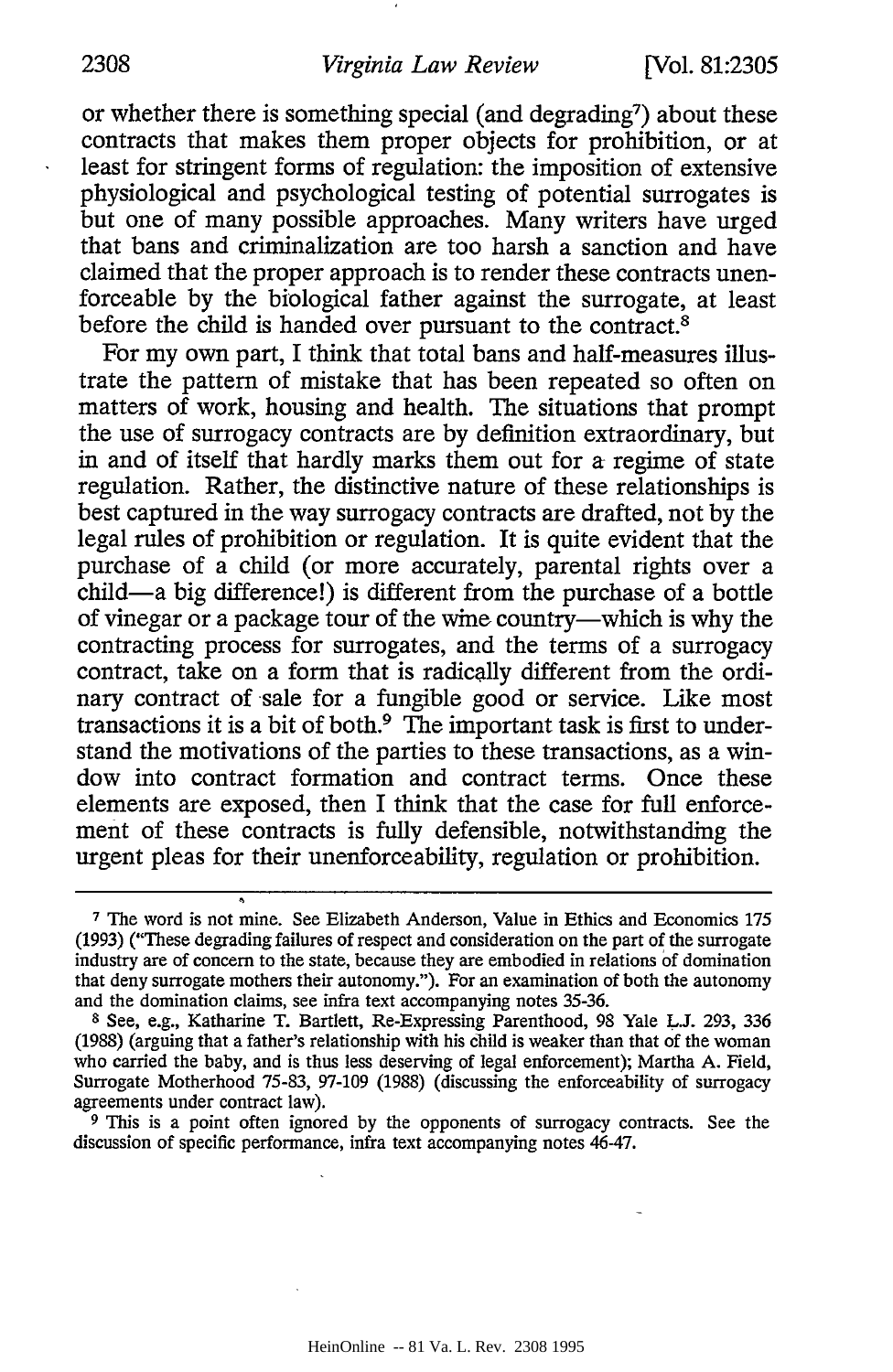or whether there is something special (and degrading[7]) about these contracts that makes them proper objects for prohibition, or at least for stringent forms of regulation: the imposition of extensive physiological and psychological testing of potential surrogates is but one of many possible approaches. Many writers have urged that bans and criminalization are too harsh a sanction and have claimed that the proper approach is to render these contracts unenforceable by the biological father against the surrogate, at least before the child is handed over pursuant to the contract.[8]

For my own part, I think that total bans and half-measures illustrate the pattern of mistake that has been repeated so often on matters of work, housing and health. The situations that prompt the use of surrogacy contracts are by definition extraordinary, but in and of itself that hardly marks them out for a regime of state regulation. Rather, the distinctive nature of these relationships is best captured in the way surrogacy contracts are drafted, not by the legal rules of prohibition or regulation. It is quite evident that the purchase of a child (or more accurately, parental rights over a child—a big difference!) is different from the purchase of a bottle of vinegar or a package tour of the wine country—which is why the contracting process for surrogates, and the terms of a surrogacy contract, take on a form that is radically different from the ordinary contract of sale for a fungible good or service. Like most transactions it is a bit of both.[9] The important task is first to understand the motivations of the parties to these transactions, as a window into contract formation and contract terms. Once these elements are exposed, then I think that the case for full enforcement of these contracts is fully defensible, notwithstanding the urgent pleas for their unenforceability, regulation or prohibition.

---

[7] The word is not mine. See Elizabeth Anderson, Value in Ethics and Economics 175 (1993) ("These degrading failures of respect and consideration on the part of the surrogate industry are of concern to the state, because they are embodied in relations of domination that deny surrogate mothers their autonomy."). For an examination of both the autonomy and the domination claims, see infra text accompanying notes 35-36.

[8] See, e.g., Katharine T. Bartlett, Re-Expressing Parenthood, 98 Yale L.J. 293, 336 (1988) (arguing that a father's relationship with his child is weaker than that of the woman who carried the baby, and is thus less deserving of legal enforcement); Martha A. Field, Surrogate Motherhood 75-83, 97-109 (1988) (discussing the enforceability of surrogacy agreements under contract law).

[9] This is a point often ignored by the opponents of surrogacy contracts. See the discussion of specific performance, infra text accompanying notes 46-47.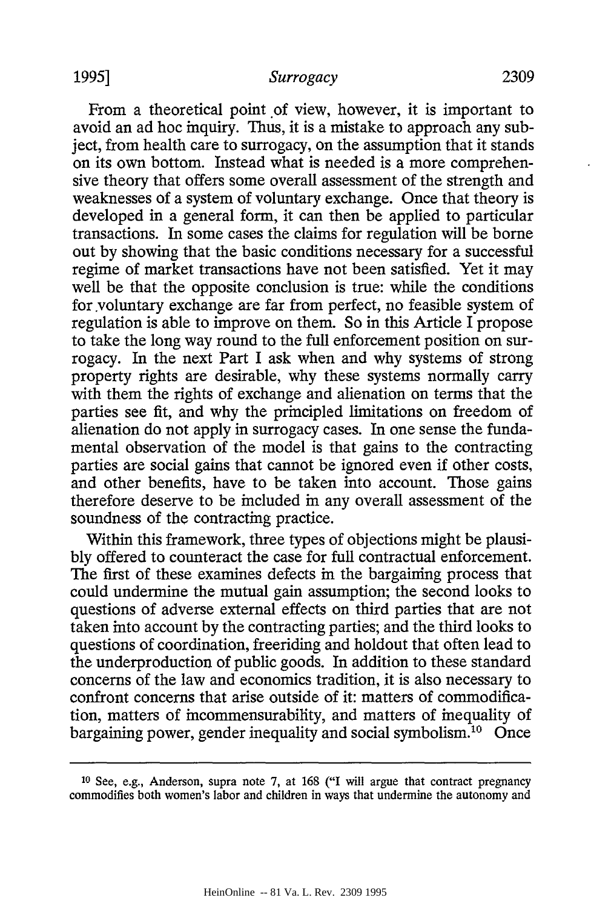From a theoretical point of view, however, it is important to avoid an ad hoc inquiry. Thus, it is a mistake to approach any subject, from health care to surrogacy, on the assumption that it stands on its own bottom. Instead what is needed is a more comprehensive theory that offers some overall assessment of the strength and weaknesses of a system of voluntary exchange. Once that theory is developed in a general form, it can then be applied to particular transactions. In some cases the claims for regulation will be borne out by showing that the basic conditions necessary for a successful regime of market transactions have not been satisfied. Yet it may well be that the opposite conclusion is true: while the conditions for voluntary exchange are far from perfect, no feasible system of regulation is able to improve on them. So in this Article I propose to take the long way round to the full enforcement position on surrogacy. In the next Part I ask when and why systems of strong property rights are desirable, why these systems normally carry with them the rights of exchange and alienation on terms that the parties see fit, and why the principled limitations on freedom of alienation do not apply in surrogacy cases. In one sense the fundamental observation of the model is that gains to the contracting parties are social gains that cannot be ignored even if other costs, and other benefits, have to be taken into account. Those gains therefore deserve to be included in any overall assessment of the soundness of the contracting practice.

Within this framework, three types of objections might be plausibly offered to counteract the case for full contractual enforcement. The first of these examines defects in the bargaining process that could undermine the mutual gain assumption; the second looks to questions of adverse external effects on third parties that are not taken into account by the contracting parties; and the third looks to questions of coordination, freeriding and holdout that often lead to the underproduction of public goods. In addition to these standard concerns of the law and economics tradition, it is also necessary to confront concerns that arise outside of it: matters of commodification, matters of incommensurability, and matters of inequality of bargaining power, gender inequality and social symbolism.[10] Once

---

[10] See, e.g., Anderson, supra note 7, at 168 ("I will argue that contract pregnancy commodifies both women's labor and children in ways that undermine the autonomy and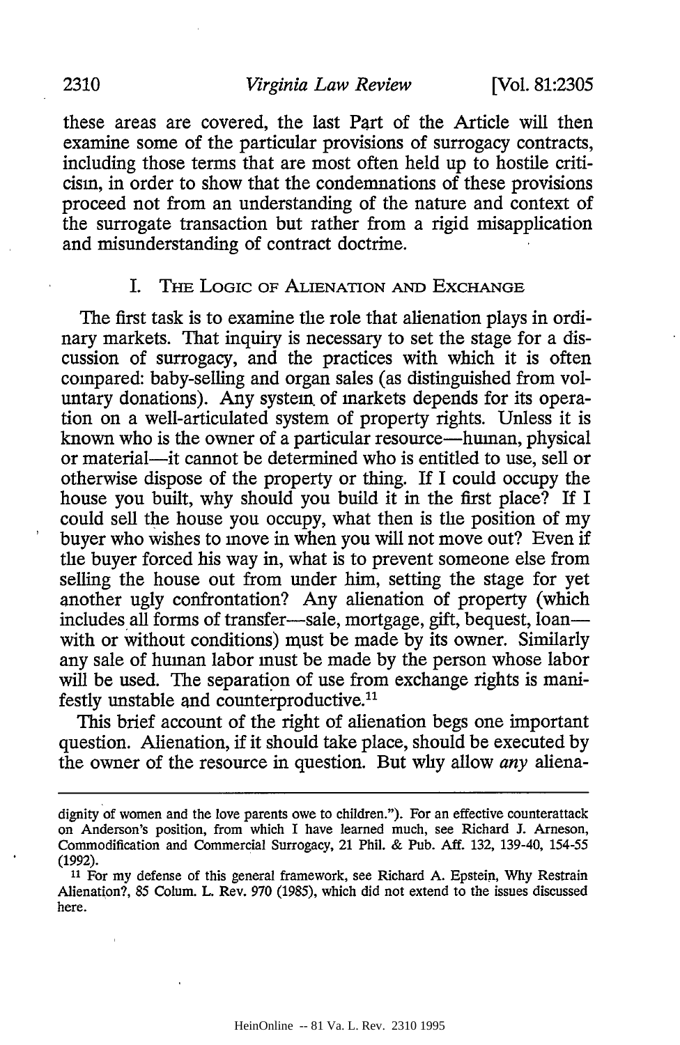these areas are covered, the last Part of the Article will then examine some of the particular provisions of surrogacy contracts, including those terms that are most often held up to hostile criticism, in order to show that the condemnations of these provisions proceed not from an understanding of the nature and context of the surrogate transaction but rather from a rigid misapplication and misunderstanding of contract doctrine.

## I. The Logic of Alienation and Exchange

The first task is to examine the role that alienation plays in ordinary markets. That inquiry is necessary to set the stage for a discussion of surrogacy, and the practices with which it is often compared: baby-selling and organ sales (as distinguished from voluntary donations). Any system of markets depends for its operation on a well-articulated system of property rights. Unless it is known who is the owner of a particular resource—human, physical or material—it cannot be determined who is entitled to use, sell or otherwise dispose of the property or thing. If I could occupy the house you built, why should you build it in the first place? If I could sell the house you occupy, what then is the position of my buyer who wishes to move in when you will not move out? Even if the buyer forced his way in, what is to prevent someone else from selling the house out from under him, setting the stage for yet another ugly confrontation? Any alienation of property (which includes all forms of transfer—sale, mortgage, gift, bequest, loan—with or without conditions) must be made by its owner. Similarly any sale of human labor must be made by the person whose labor will be used. The separation of use from exchange rights is manifestly unstable and counterproductive.[11]

This brief account of the right of alienation begs one important question. Alienation, if it should take place, should be executed by the owner of the resource in question. But why allow *any* aliena-

---

dignity of women and the love parents owe to children."). For an effective counterattack on Anderson's position, from which I have learned much, see Richard J. Arneson, Commodification and Commercial Surrogacy, 21 Phil. & Pub. Aff. 132, 139-40, 154-55 (1992).

[11] For my defense of this general framework, see Richard A. Epstein, Why Restrain Alienation?, 85 Colum. L. Rev. 970 (1985), which did not extend to the issues discussed here.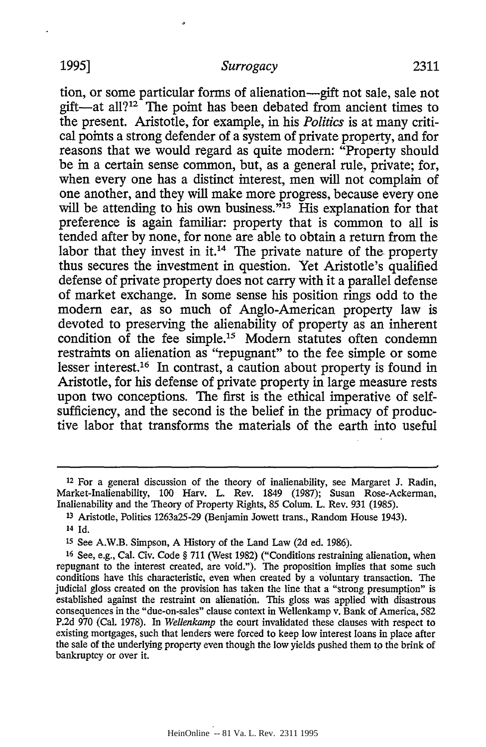tion, or some particular forms of alienation—gift not sale, sale not gift—at all?[12] The point has been debated from ancient times to the present. Aristotle, for example, in his *Politics* is at many critical points a strong defender of a system of private property, and for reasons that we would regard as quite modern: "Property should be in a certain sense common, but, as a general rule, private; for, when every one has a distinct interest, men will not complain of one another, and they will make more progress, because every one will be attending to his own business."[13] His explanation for that preference is again familiar: property that is common to all is tended after by none, for none are able to obtain a return from the labor that they invest in it.[14] The private nature of the property thus secures the investment in question. Yet Aristotle's qualified defense of private property does not carry with it a parallel defense of market exchange. In some sense his position rings odd to the modern ear, as so much of Anglo-American property law is devoted to preserving the alienability of property as an inherent condition of the fee simple.[15] Modern statutes often condemn restraints on alienation as "repugnant" to the fee simple or some lesser interest.[16] In contrast, a caution about property is found in Aristotle, for his defense of private property in large measure rests upon two conceptions. The first is the ethical imperative of self-sufficiency, and the second is the belief in the primacy of productive labor that transforms the materials of the earth into useful

---

[12] For a general discussion of the theory of inalienability, see Margaret J. Radin, Market-Inalienability, 100 Harv. L. Rev. 1849 (1987); Susan Rose-Ackerman, Inalienability and the Theory of Property Rights, 85 Colum. L. Rev. 931 (1985).

[13] Aristotle, Politics 1263a25-29 (Benjamin Jowett trans., Random House 1943).

[14] Id.

[15] See A.W.B. Simpson, A History of the Land Law (2d ed. 1986).

[16] See, e.g., Cal. Civ. Code § 711 (West 1982) ("Conditions restraining alienation, when repugnant to the interest created, are void."). The proposition implies that some such conditions have this characteristic, even when created by a voluntary transaction. The judicial gloss created on the provision has taken the line that a "strong presumption" is established against the restraint on alienation. This gloss was applied with disastrous consequences in the "due-on-sales" clause context in Wellenkamp v. Bank of America, 582 P.2d 970 (Cal. 1978). In *Wellenkamp* the court invalidated these clauses with respect to existing mortgages, such that lenders were forced to keep low interest loans in place after the sale of the underlying property even though the low yields pushed them to the brink of bankruptcy or over it.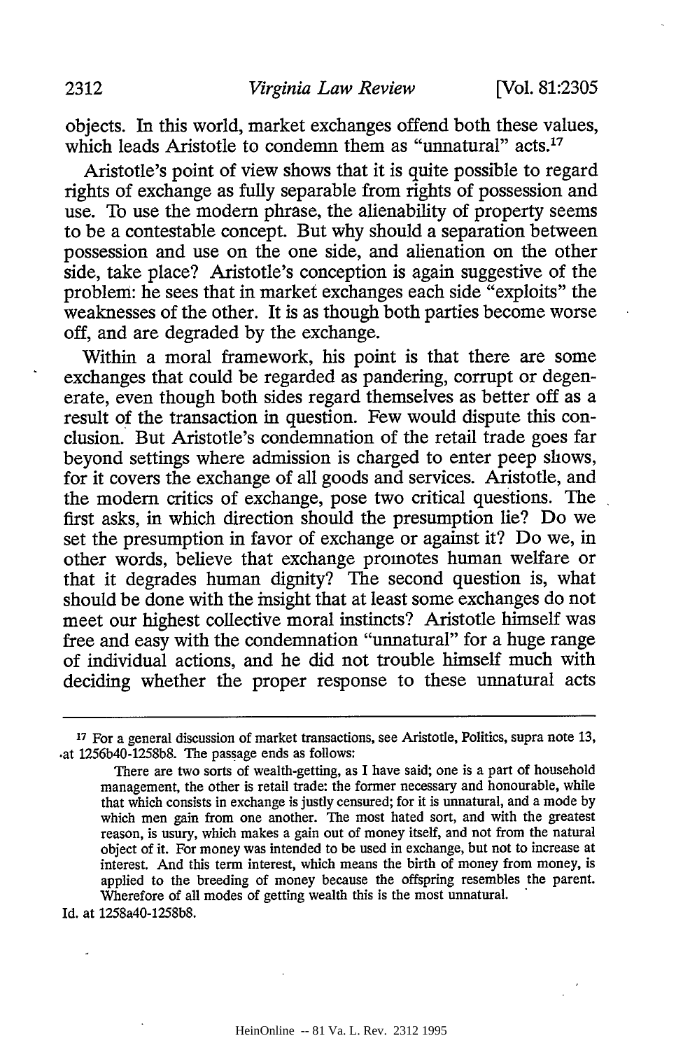objects. In this world, market exchanges offend both these values, which leads Aristotle to condemn them as "unnatural" acts.[17]

Aristotle's point of view shows that it is quite possible to regard rights of exchange as fully separable from rights of possession and use. To use the modern phrase, the alienability of property seems to be a contestable concept. But why should a separation between possession and use on the one side, and alienation on the other side, take place? Aristotle's conception is again suggestive of the problem: he sees that in market exchanges each side "exploits" the weaknesses of the other. It is as though both parties become worse off, and are degraded by the exchange.

Within a moral framework, his point is that there are some exchanges that could be regarded as pandering, corrupt or degenerate, even though both sides regard themselves as better off as a result of the transaction in question. Few would dispute this conclusion. But Aristotle's condemnation of the retail trade goes far beyond settings where admission is charged to enter peep shows, for it covers the exchange of all goods and services. Aristotle, and the modern critics of exchange, pose two critical questions. The first asks, in which direction should the presumption lie? Do we set the presumption in favor of exchange or against it? Do we, in other words, believe that exchange promotes human welfare or that it degrades human dignity? The second question is, what should be done with the insight that at least some exchanges do not meet our highest collective moral instincts? Aristotle himself was free and easy with the condemnation "unnatural" for a huge range of individual actions, and he did not trouble himself much with deciding whether the proper response to these unnatural acts

---

[17] For a general discussion of market transactions, see Aristotle, Politics, supra note 13, at 1256b40-1258b8. The passage ends as follows:

> There are two sorts of wealth-getting, as I have said; one is a part of household management, the other is retail trade: the former necessary and honourable, while that which consists in exchange is justly censured; for it is unnatural, and a mode by which men gain from one another. The most hated sort, and with the greatest reason, is usury, which makes a gain out of money itself, and not from the natural object of it. For money was intended to be used in exchange, but not to increase at interest. And this term interest, which means the birth of money from money, is applied to the breeding of money because the offspring resembles the parent. Wherefore of all modes of getting wealth this is the most unnatural.

Id. at 1258a40-1258b8.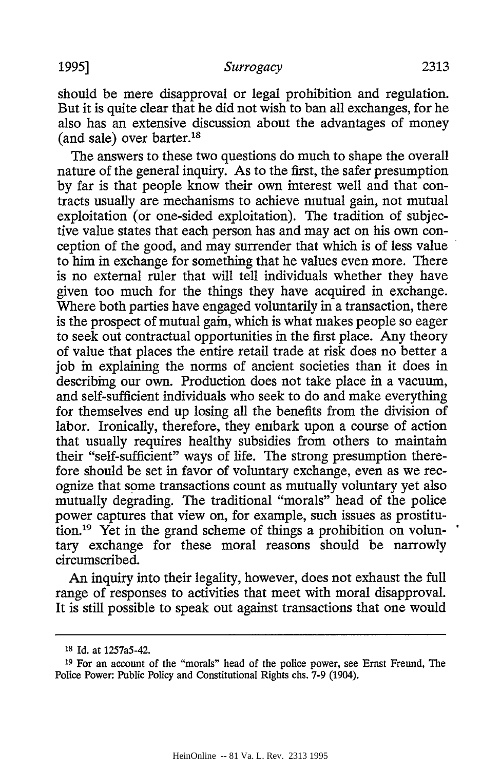should be mere disapproval or legal prohibition and regulation. But it is quite clear that he did not wish to ban all exchanges, for he also has an extensive discussion about the advantages of money (and sale) over barter.[18]

The answers to these two questions do much to shape the overall nature of the general inquiry. As to the first, the safer presumption by far is that people know their own interest well and that contracts usually are mechanisms to achieve mutual gain, not mutual exploitation (or one-sided exploitation). The tradition of subjective value states that each person has and may act on his own conception of the good, and may surrender that which is of less value to him in exchange for something that he values even more. There is no external ruler that will tell individuals whether they have given too much for the things they have acquired in exchange. Where both parties have engaged voluntarily in a transaction, there is the prospect of mutual gain, which is what makes people so eager to seek out contractual opportunities in the first place. Any theory of value that places the entire retail trade at risk does no better a job in explaining the norms of ancient societies than it does in describing our own. Production does not take place in a vacuum, and self-sufficient individuals who seek to do and make everything for themselves end up losing all the benefits from the division of labor. Ironically, therefore, they embark upon a course of action that usually requires healthy subsidies from others to maintain their "self-sufficient" ways of life. The strong presumption therefore should be set in favor of voluntary exchange, even as we recognize that some transactions count as mutually voluntary yet also mutually degrading. The traditional "morals" head of the police power captures that view on, for example, such issues as prostitution.[19] Yet in the grand scheme of things a prohibition on voluntary exchange for these moral reasons should be narrowly circumscribed.

An inquiry into their legality, however, does not exhaust the full range of responses to activities that meet with moral disapproval. It is still possible to speak out against transactions that one would

---

[18] Id. at 1257a5-42.

[19] For an account of the "morals" head of the police power, see Ernst Freund, The Police Power: Public Policy and Constitutional Rights chs. 7-9 (1904).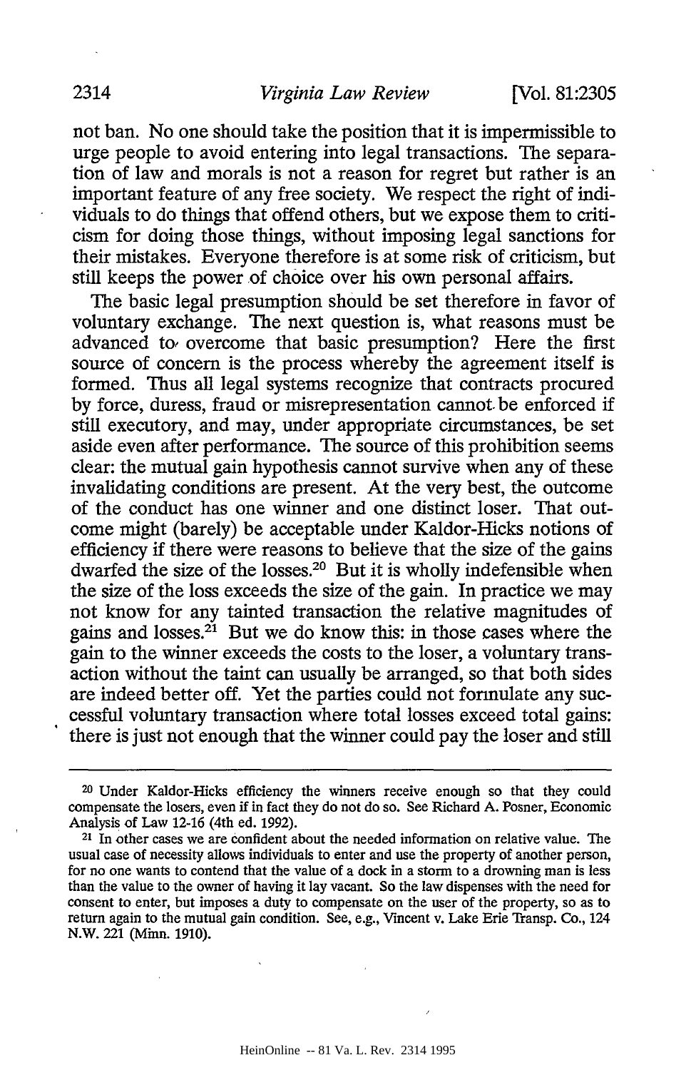not ban. No one should take the position that it is impermissible to urge people to avoid entering into legal transactions. The separation of law and morals is not a reason for regret but rather is an important feature of any free society. We respect the right of individuals to do things that offend others, but we expose them to criticism for doing those things, without imposing legal sanctions for their mistakes. Everyone therefore is at some risk of criticism, but still keeps the power of choice over his own personal affairs.

The basic legal presumption should be set therefore in favor of voluntary exchange. The next question is, what reasons must be advanced to overcome that basic presumption? Here the first source of concern is the process whereby the agreement itself is formed. Thus all legal systems recognize that contracts procured by force, duress, fraud or misrepresentation cannot be enforced if still executory, and may, under appropriate circumstances, be set aside even after performance. The source of this prohibition seems clear: the mutual gain hypothesis cannot survive when any of these invalidating conditions are present. At the very best, the outcome of the conduct has one winner and one distinct loser. That outcome might (barely) be acceptable under Kaldor-Hicks notions of efficiency if there were reasons to believe that the size of the gains dwarfed the size of the losses.[20] But it is wholly indefensible when the size of the loss exceeds the size of the gain. In practice we may not know for any tainted transaction the relative magnitudes of gains and losses.[21] But we do know this: in those cases where the gain to the winner exceeds the costs to the loser, a voluntary transaction without the taint can usually be arranged, so that both sides are indeed better off. Yet the parties could not formulate any successful voluntary transaction where total losses exceed total gains: there is just not enough that the winner could pay the loser and still

---

[20] Under Kaldor-Hicks efficiency the winners receive enough so that they could compensate the losers, even if in fact they do not do so. See Richard A. Posner, Economic Analysis of Law 12-16 (4th ed. 1992).

[21] In other cases we are confident about the needed information on relative value. The usual case of necessity allows individuals to enter and use the property of another person, for no one wants to contend that the value of a dock in a storm to a drowning man is less than the value to the owner of having it lay vacant. So the law dispenses with the need for consent to enter, but imposes a duty to compensate on the user of the property, so as to return again to the mutual gain condition. See, e.g., Vincent v. Lake Erie Transp. Co., 124 N.W. 221 (Minn. 1910).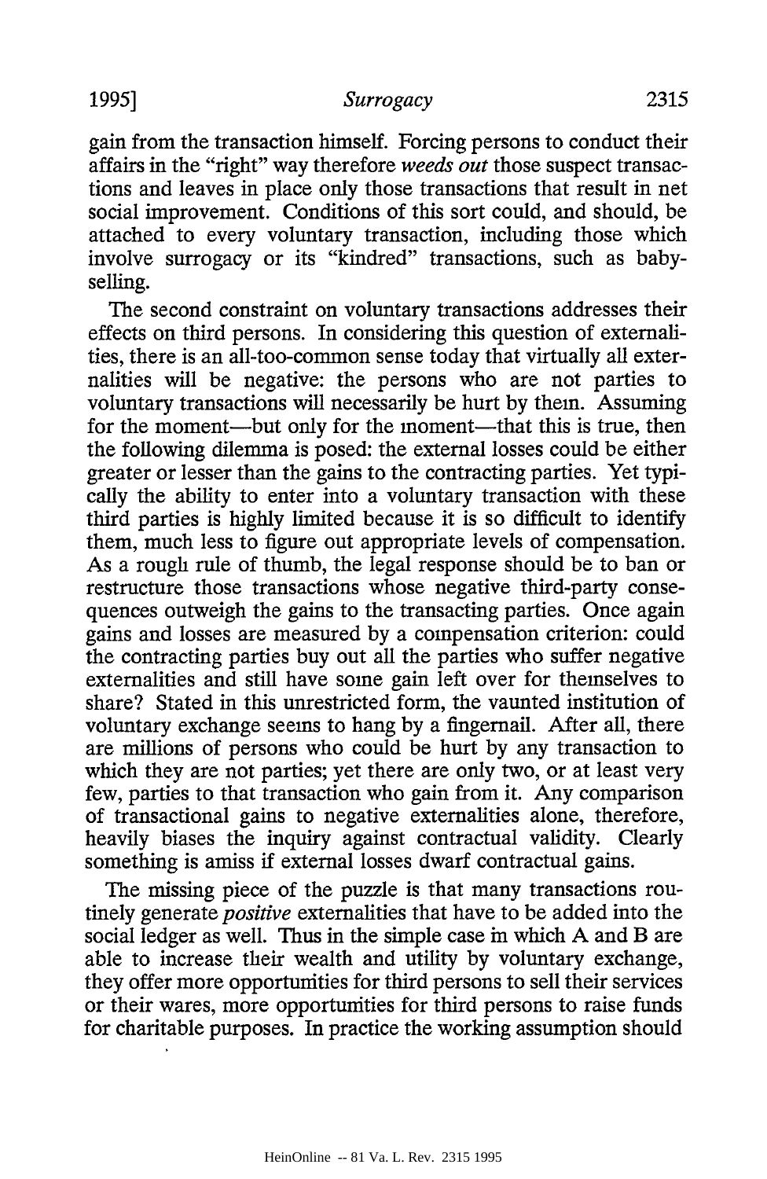gain from the transaction himself. Forcing persons to conduct their affairs in the "right" way therefore *weeds out* those suspect transactions and leaves in place only those transactions that result in net social improvement. Conditions of this sort could, and should, be attached to every voluntary transaction, including those which involve surrogacy or its "kindred" transactions, such as baby-selling.

The second constraint on voluntary transactions addresses their effects on third persons. In considering this question of externalities, there is an all-too-common sense today that virtually all externalities will be negative: the persons who are not parties to voluntary transactions will necessarily be hurt by them. Assuming for the moment—but only for the moment—that this is true, then the following dilemma is posed: the external losses could be either greater or lesser than the gains to the contracting parties. Yet typically the ability to enter into a voluntary transaction with these third parties is highly limited because it is so difficult to identify them, much less to figure out appropriate levels of compensation. As a rough rule of thumb, the legal response should be to ban or restructure those transactions whose negative third-party consequences outweigh the gains to the transacting parties. Once again gains and losses are measured by a compensation criterion: could the contracting parties buy out all the parties who suffer negative externalities and still have some gain left over for themselves to share? Stated in this unrestricted form, the vaunted institution of voluntary exchange seems to hang by a fingernail. After all, there are millions of persons who could be hurt by any transaction to which they are not parties; yet there are only two, or at least very few, parties to that transaction who gain from it. Any comparison of transactional gains to negative externalities alone, therefore, heavily biases the inquiry against contractual validity. Clearly something is amiss if external losses dwarf contractual gains.

The missing piece of the puzzle is that many transactions routinely generate *positive* externalities that have to be added into the social ledger as well. Thus in the simple case in which A and B are able to increase their wealth and utility by voluntary exchange, they offer more opportunities for third persons to sell their services or their wares, more opportunities for third persons to raise funds for charitable purposes. In practice the working assumption should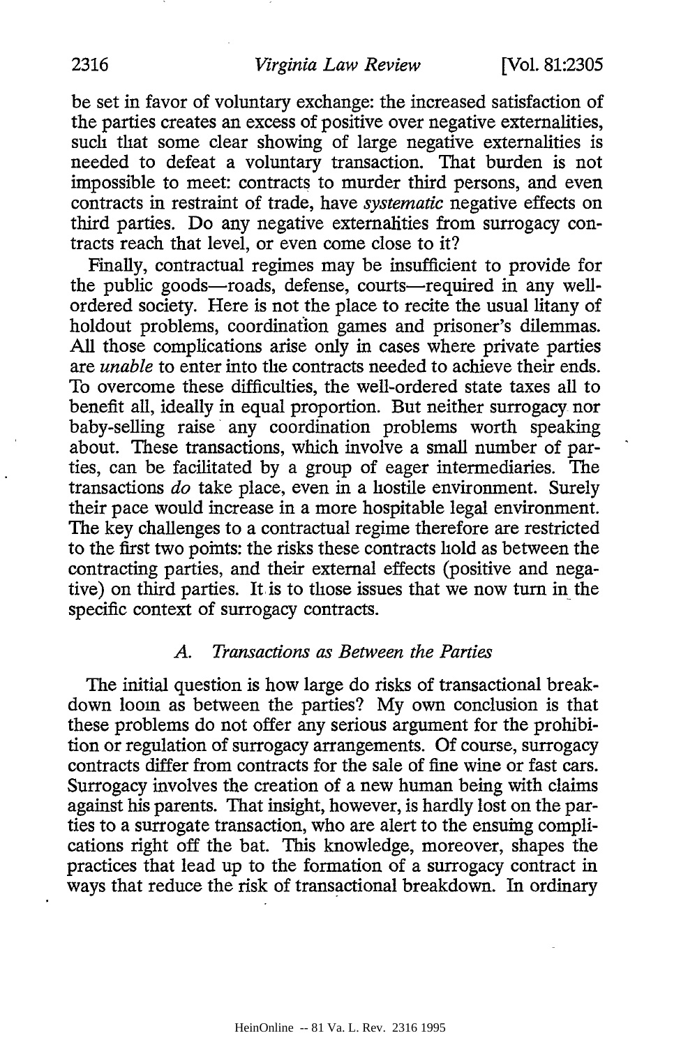be set in favor of voluntary exchange: the increased satisfaction of the parties creates an excess of positive over negative externalities, such that some clear showing of large negative externalities is needed to defeat a voluntary transaction. That burden is not impossible to meet: contracts to murder third persons, and even contracts in restraint of trade, have *systematic* negative effects on third parties. Do any negative externalities from surrogacy contracts reach that level, or even come close to it?

Finally, contractual regimes may be insufficient to provide for the public goods—roads, defense, courts—required in any well-ordered society. Here is not the place to recite the usual litany of holdout problems, coordination games and prisoner's dilemmas. All those complications arise only in cases where private parties are *unable* to enter into the contracts needed to achieve their ends. To overcome these difficulties, the well-ordered state taxes all to benefit all, ideally in equal proportion. But neither surrogacy nor baby-selling raise any coordination problems worth speaking about. These transactions, which involve a small number of parties, can be facilitated by a group of eager intermediaries. The transactions *do* take place, even in a hostile environment. Surely their pace would increase in a more hospitable legal environment. The key challenges to a contractual regime therefore are restricted to the first two points: the risks these contracts hold as between the contracting parties, and their external effects (positive and negative) on third parties. It is to those issues that we now turn in the specific context of surrogacy contracts.

### A. *Transactions as Between the Parties*

The initial question is how large do risks of transactional breakdown loom as between the parties? My own conclusion is that these problems do not offer any serious argument for the prohibition or regulation of surrogacy arrangements. Of course, surrogacy contracts differ from contracts for the sale of fine wine or fast cars. Surrogacy involves the creation of a new human being with claims against his parents. That insight, however, is hardly lost on the parties to a surrogate transaction, who are alert to the ensuing complications right off the bat. This knowledge, moreover, shapes the practices that lead up to the formation of a surrogacy contract in ways that reduce the risk of transactional breakdown. In ordinary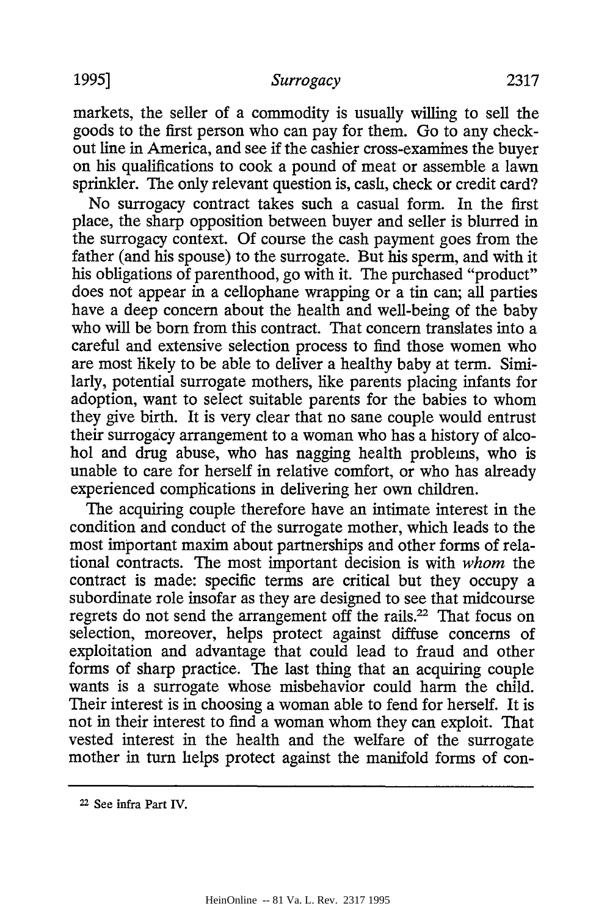markets, the seller of a commodity is usually willing to sell the goods to the first person who can pay for them. Go to any checkout line in America, and see if the cashier cross-examines the buyer on his qualifications to cook a pound of meat or assemble a lawn sprinkler. The only relevant question is, cash, check or credit card?

No surrogacy contract takes such a casual form. In the first place, the sharp opposition between buyer and seller is blurred in the surrogacy context. Of course the cash payment goes from the father (and his spouse) to the surrogate. But his sperm, and with it his obligations of parenthood, go with it. The purchased "product" does not appear in a cellophane wrapping or a tin can; all parties have a deep concern about the health and well-being of the baby who will be born from this contract. That concern translates into a careful and extensive selection process to find those women who are most likely to be able to deliver a healthy baby at term. Similarly, potential surrogate mothers, like parents placing infants for adoption, want to select suitable parents for the babies to whom they give birth. It is very clear that no sane couple would entrust their surrogacy arrangement to a woman who has a history of alcohol and drug abuse, who has nagging health problems, who is unable to care for herself in relative comfort, or who has already experienced complications in delivering her own children.

The acquiring couple therefore have an intimate interest in the condition and conduct of the surrogate mother, which leads to the most important maxim about partnerships and other forms of relational contracts. The most important decision is with *whom* the contract is made: specific terms are critical but they occupy a subordinate role insofar as they are designed to see that midcourse regrets do not send the arrangement off the rails.[22] That focus on selection, moreover, helps protect against diffuse concerns of exploitation and advantage that could lead to fraud and other forms of sharp practice. The last thing that an acquiring couple wants is a surrogate whose misbehavior could harm the child. Their interest is in choosing a woman able to fend for herself. It is not in their interest to find a woman whom they can exploit. That vested interest in the health and the welfare of the surrogate mother in turn helps protect against the manifold forms of con-

---

[22] See infra Part IV.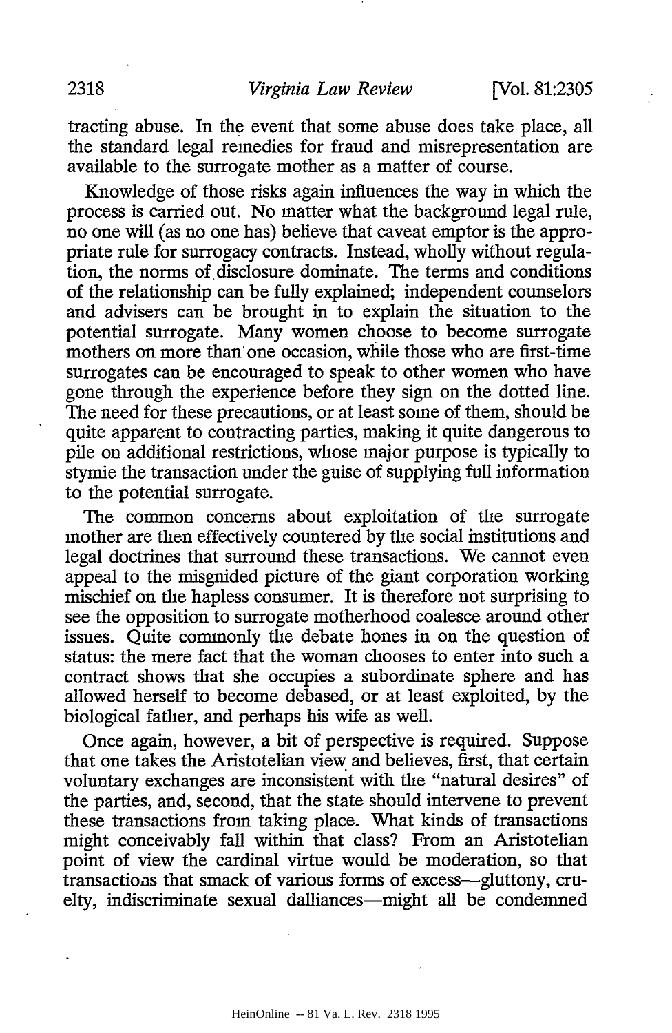tracting abuse. In the event that some abuse does take place, all the standard legal remedies for fraud and misrepresentation are available to the surrogate mother as a matter of course.

Knowledge of those risks again influences the way in which the process is carried out. No matter what the background legal rule, no one will (as no one has) believe that caveat emptor is the appropriate rule for surrogacy contracts. Instead, wholly without regulation, the norms of disclosure dominate. The terms and conditions of the relationship can be fully explained; independent counselors and advisers can be brought in to explain the situation to the potential surrogate. Many women choose to become surrogate mothers on more than one occasion, while those who are first-time surrogates can be encouraged to speak to other women who have gone through the experience before they sign on the dotted line. The need for these precautions, or at least some of them, should be quite apparent to contracting parties, making it quite dangerous to pile on additional restrictions, whose major purpose is typically to stymie the transaction under the guise of supplying full information to the potential surrogate.

The common concerns about exploitation of the surrogate mother are then effectively countered by the social institutions and legal doctrines that surround these transactions. We cannot even appeal to the misguided picture of the giant corporation working mischief on the hapless consumer. It is therefore not surprising to see the opposition to surrogate motherhood coalesce around other issues. Quite commonly the debate hones in on the question of status: the mere fact that the woman chooses to enter into such a contract shows that she occupies a subordinate sphere and has allowed herself to become debased, or at least exploited, by the biological father, and perhaps his wife as well.

Once again, however, a bit of perspective is required. Suppose that one takes the Aristotelian view and believes, first, that certain voluntary exchanges are inconsistent with the "natural desires" of the parties, and, second, that the state should intervene to prevent these transactions from taking place. What kinds of transactions might conceivably fall within that class? From an Aristotelian point of view the cardinal virtue would be moderation, so that transactions that smack of various forms of excess—gluttony, cruelty, indiscriminate sexual dalliances—might all be condemned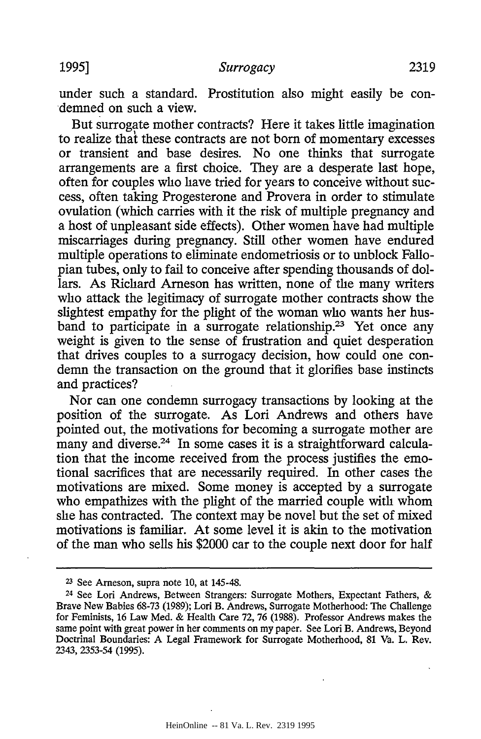under such a standard. Prostitution also might easily be condemned on such a view.

But surrogate mother contracts? Here it takes little imagination to realize that these contracts are not born of momentary excesses or transient and base desires. No one thinks that surrogate arrangements are a first choice. They are a desperate last hope, often for couples who have tried for years to conceive without success, often taking Progesterone and Provera in order to stimulate ovulation (which carries with it the risk of multiple pregnancy and a host of unpleasant side effects). Other women have had multiple miscarriages during pregnancy. Still other women have endured multiple operations to eliminate endometriosis or to unblock Fallopian tubes, only to fail to conceive after spending thousands of dollars. As Richard Arneson has written, none of the many writers who attack the legitimacy of surrogate mother contracts show the slightest empathy for the plight of the woman who wants her husband to participate in a surrogate relationship.[23] Yet once any weight is given to the sense of frustration and quiet desperation that drives couples to a surrogacy decision, how could one condemn the transaction on the ground that it glorifies base instincts and practices?

Nor can one condemn surrogacy transactions by looking at the position of the surrogate. As Lori Andrews and others have pointed out, the motivations for becoming a surrogate mother are many and diverse.[24] In some cases it is a straightforward calculation that the income received from the process justifies the emotional sacrifices that are necessarily required. In other cases the motivations are mixed. Some money is accepted by a surrogate who empathizes with the plight of the married couple with whom she has contracted. The context may be novel but the set of mixed motivations is familiar. At some level it is akin to the motivation of the man who sells his $2000 car to the couple next door for half

---

[23] See Arneson, supra note 10, at 145-48.

[24] See Lori Andrews, Between Strangers: Surrogate Mothers, Expectant Fathers, & Brave New Babies 68-73 (1989); Lori B. Andrews, Surrogate Motherhood: The Challenge for Feminists, 16 Law Med. & Health Care 72, 76 (1988). Professor Andrews makes the same point with great power in her comments on my paper. See Lori B. Andrews, Beyond Doctrinal Boundaries: A Legal Framework for Surrogate Motherhood, 81 Va. L. Rev. 2343, 2353-54 (1995).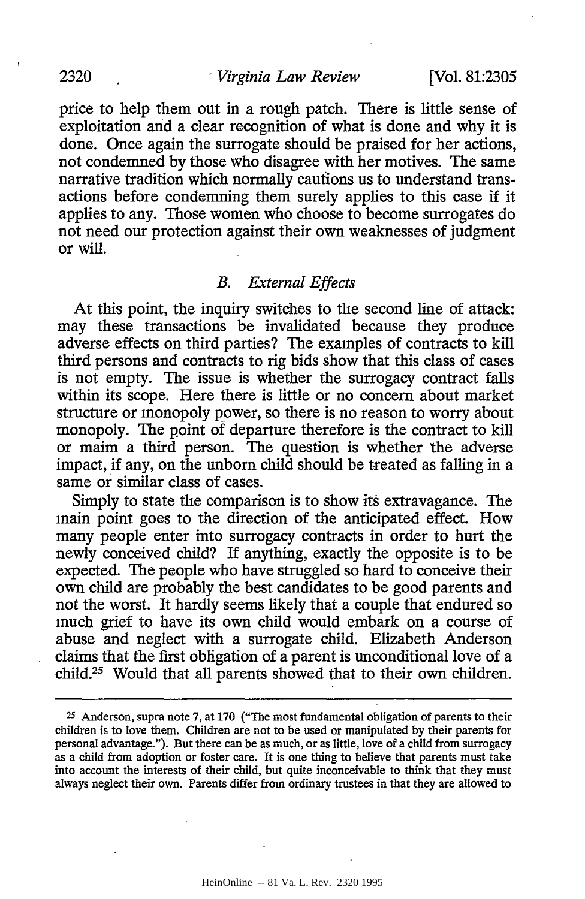price to help them out in a rough patch. There is little sense of exploitation and a clear recognition of what is done and why it is done. Once again the surrogate should be praised for her actions, not condemned by those who disagree with her motives. The same narrative tradition which normally cautions us to understand transactions before condemning them surely applies to this case if it applies to any. Those women who choose to become surrogates do not need our protection against their own weaknesses of judgment or will.

### *B. External Effects*

At this point, the inquiry switches to the second line of attack: may these transactions be invalidated because they produce adverse effects on third parties? The examples of contracts to kill third persons and contracts to rig bids show that this class of cases is not empty. The issue is whether the surrogacy contract falls within its scope. Here there is little or no concern about market structure or monopoly power, so there is no reason to worry about monopoly. The point of departure therefore is the contract to kill or maim a third person. The question is whether the adverse impact, if any, on the unborn child should be treated as falling in a same or similar class of cases.

Simply to state the comparison is to show its extravagance. The main point goes to the direction of the anticipated effect. How many people enter into surrogacy contracts in order to hurt the newly conceived child? If anything, exactly the opposite is to be expected. The people who have struggled so hard to conceive their own child are probably the best candidates to be good parents and not the worst. It hardly seems likely that a couple that endured so much grief to have its own child would embark on a course of abuse and neglect with a surrogate child. Elizabeth Anderson claims that the first obligation of a parent is unconditional love of a child.[25] Would that all parents showed that to their own children.

---

[25] Anderson, supra note 7, at 170 ("The most fundamental obligation of parents to their children is to love them. Children are not to be used or manipulated by their parents for personal advantage."). But there can be as much, or as little, love of a child from surrogacy as a child from adoption or foster care. It is one thing to believe that parents must take into account the interests of their child, but quite inconceivable to think that they must always neglect their own. Parents differ from ordinary trustees in that they are allowed to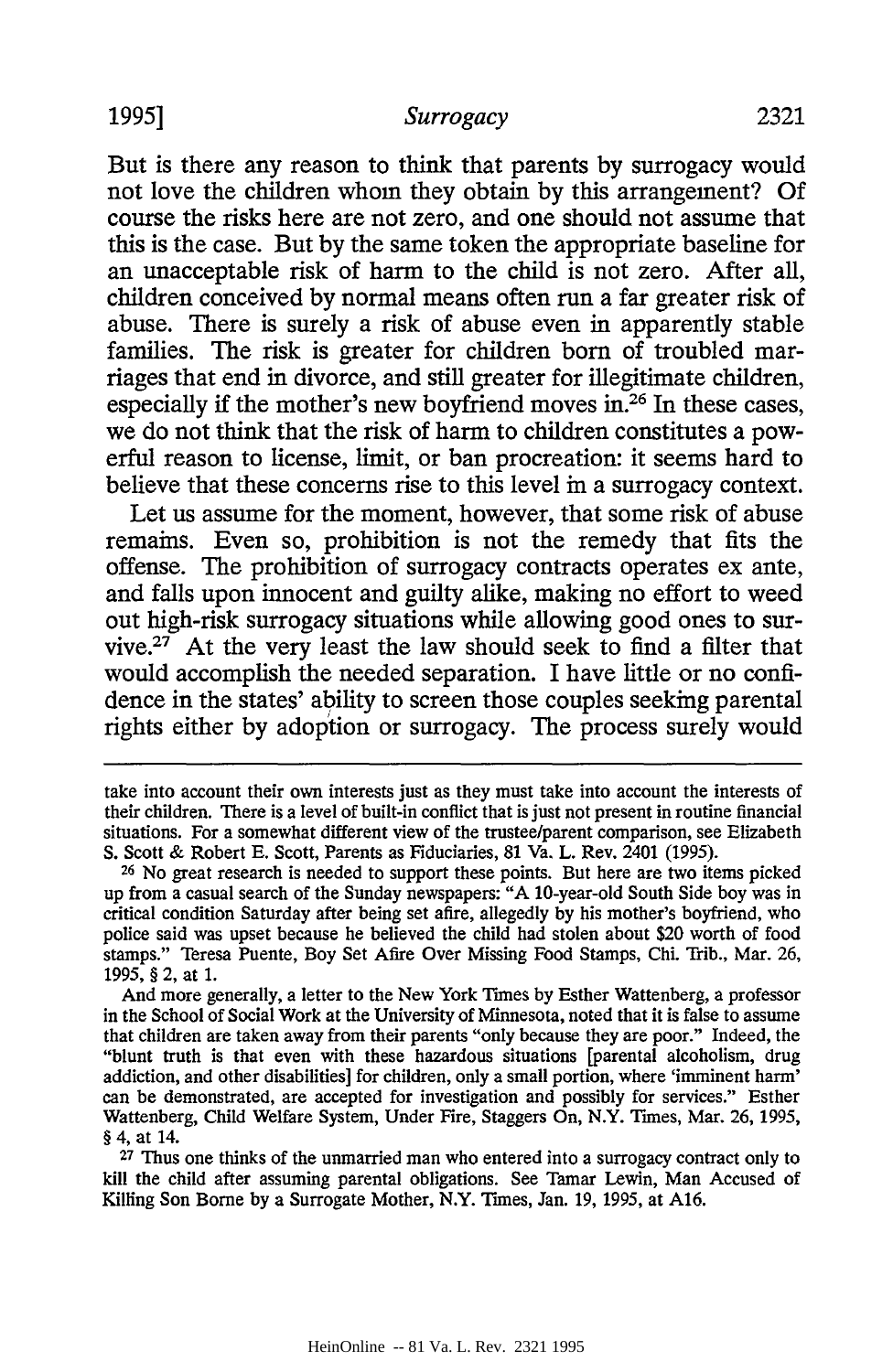But is there any reason to think that parents by surrogacy would not love the children whom they obtain by this arrangement? Of course the risks here are not zero, and one should not assume that this is the case. But by the same token the appropriate baseline for an unacceptable risk of harm to the child is not zero. After all, children conceived by normal means often run a far greater risk of abuse. There is surely a risk of abuse even in apparently stable families. The risk is greater for children born of troubled marriages that end in divorce, and still greater for illegitimate children, especially if the mother's new boyfriend moves in.[26] In these cases, we do not think that the risk of harm to children constitutes a powerful reason to license, limit, or ban procreation: it seems hard to believe that these concerns rise to this level in a surrogacy context.

Let us assume for the moment, however, that some risk of abuse remains. Even so, prohibition is not the remedy that fits the offense. The prohibition of surrogacy contracts operates ex ante, and falls upon innocent and guilty alike, making no effort to weed out high-risk surrogacy situations while allowing good ones to survive.[27] At the very least the law should seek to find a filter that would accomplish the needed separation. I have little or no confidence in the states' ability to screen those couples seeking parental rights either by adoption or surrogacy. The process surely would

---

take into account their own interests just as they must take into account the interests of their children. There is a level of built-in conflict that is just not present in routine financial situations. For a somewhat different view of the trustee/parent comparison, see Elizabeth S. Scott & Robert E. Scott, Parents as Fiduciaries, 81 Va. L. Rev. 2401 (1995).

[26] No great research is needed to support these points. But here are two items picked up from a casual search of the Sunday newspapers: "A 10-year-old South Side boy was in critical condition Saturday after being set afire, allegedly by his mother's boyfriend, who police said was upset because he believed the child had stolen about $20 worth of food stamps." Teresa Puente, Boy Set Afire Over Missing Food Stamps, Chi. Trib., Mar. 26, 1995, § 2, at 1.

And more generally, a letter to the New York Times by Esther Wattenberg, a professor in the School of Social Work at the University of Minnesota, noted that it is false to assume that children are taken away from their parents "only because they are poor." Indeed, the "blunt truth is that even with these hazardous situations [parental alcoholism, drug addiction, and other disabilities] for children, only a small portion, where 'imminent harm' can be demonstrated, are accepted for investigation and possibly for services." Esther Wattenberg, Child Welfare System, Under Fire, Staggers On, N.Y. Times, Mar. 26, 1995, § 4, at 14.

[27] Thus one thinks of the unmarried man who entered into a surrogacy contract only to kill the child after assuming parental obligations. See Tamar Lewin, Man Accused of Killing Son Borne by a Surrogate Mother, N.Y. Times, Jan. 19, 1995, at A16.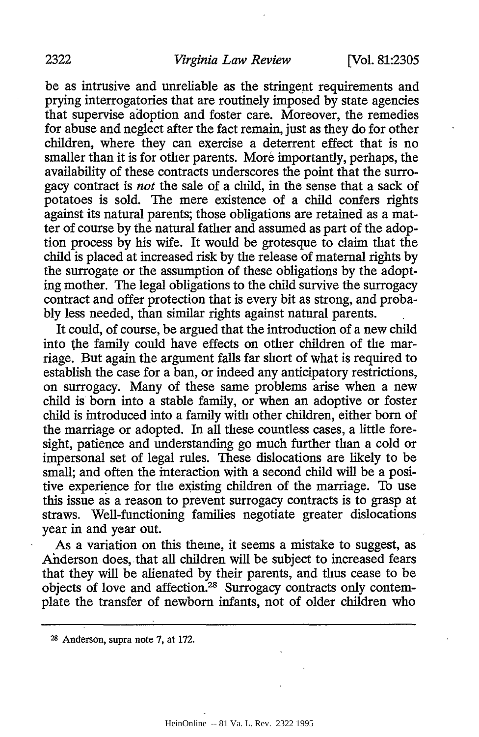be as intrusive and unreliable as the stringent requirements and prying interrogatories that are routinely imposed by state agencies that supervise adoption and foster care. Moreover, the remedies for abuse and neglect after the fact remain, just as they do for other children, where they can exercise a deterrent effect that is no smaller than it is for other parents. More importantly, perhaps, the availability of these contracts underscores the point that the surrogacy contract is *not* the sale of a child, in the sense that a sack of potatoes is sold. The mere existence of a child confers rights against its natural parents; those obligations are retained as a matter of course by the natural father and assumed as part of the adoption process by his wife. It would be grotesque to claim that the child is placed at increased risk by the release of maternal rights by the surrogate or the assumption of these obligations by the adopting mother. The legal obligations to the child survive the surrogacy contract and offer protection that is every bit as strong, and probably less needed, than similar rights against natural parents.

It could, of course, be argued that the introduction of a new child into the family could have effects on other children of the marriage. But again the argument falls far short of what is required to establish the case for a ban, or indeed any anticipatory restrictions, on surrogacy. Many of these same problems arise when a new child is born into a stable family, or when an adoptive or foster child is introduced into a family with other children, either born of the marriage or adopted. In all these countless cases, a little foresight, patience and understanding go much further than a cold or impersonal set of legal rules. These dislocations are likely to be small; and often the interaction with a second child will be a positive experience for the existing children of the marriage. To use this issue as a reason to prevent surrogacy contracts is to grasp at straws. Well-functioning families negotiate greater dislocations year in and year out.

As a variation on this theme, it seems a mistake to suggest, as Anderson does, that all children will be subject to increased fears that they will be alienated by their parents, and thus cease to be objects of love and affection.[28] Surrogacy contracts only contemplate the transfer of newborn infants, not of older children who

---

[28] Anderson, supra note 7, at 172.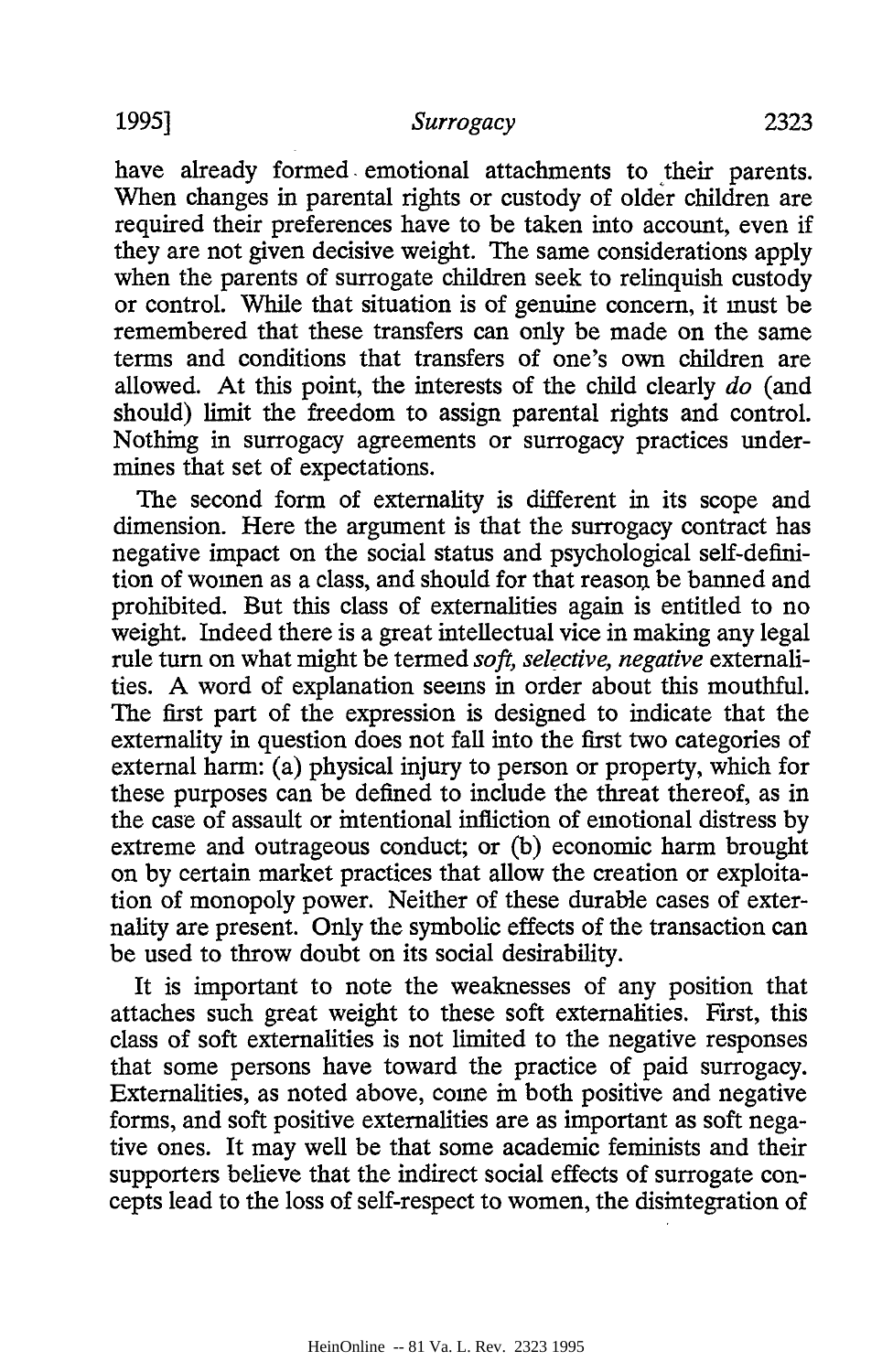have already formed emotional attachments to their parents. When changes in parental rights or custody of older children are required their preferences have to be taken into account, even if they are not given decisive weight. The same considerations apply when the parents of surrogate children seek to relinquish custody or control. While that situation is of genuine concern, it must be remembered that these transfers can only be made on the same terms and conditions that transfers of one's own children are allowed. At this point, the interests of the child clearly *do* (and should) limit the freedom to assign parental rights and control. Nothing in surrogacy agreements or surrogacy practices undermines that set of expectations.

The second form of externality is different in its scope and dimension. Here the argument is that the surrogacy contract has negative impact on the social status and psychological self-definition of women as a class, and should for that reason be banned and prohibited. But this class of externalities again is entitled to no weight. Indeed there is a great intellectual vice in making any legal rule turn on what might be termed *soft, selective, negative* externalities. A word of explanation seems in order about this mouthful. The first part of the expression is designed to indicate that the externality in question does not fall into the first two categories of external harm: (a) physical injury to person or property, which for these purposes can be defined to include the threat thereof, as in the case of assault or intentional infliction of emotional distress by extreme and outrageous conduct; or (b) economic harm brought on by certain market practices that allow the creation or exploitation of monopoly power. Neither of these durable cases of externality are present. Only the symbolic effects of the transaction can be used to throw doubt on its social desirability.

It is important to note the weaknesses of any position that attaches such great weight to these soft externalities. First, this class of soft externalities is not limited to the negative responses that some persons have toward the practice of paid surrogacy. Externalities, as noted above, come in both positive and negative forms, and soft positive externalities are as important as soft negative ones. It may well be that some academic feminists and their supporters believe that the indirect social effects of surrogate concepts lead to the loss of self-respect to women, the disintegration of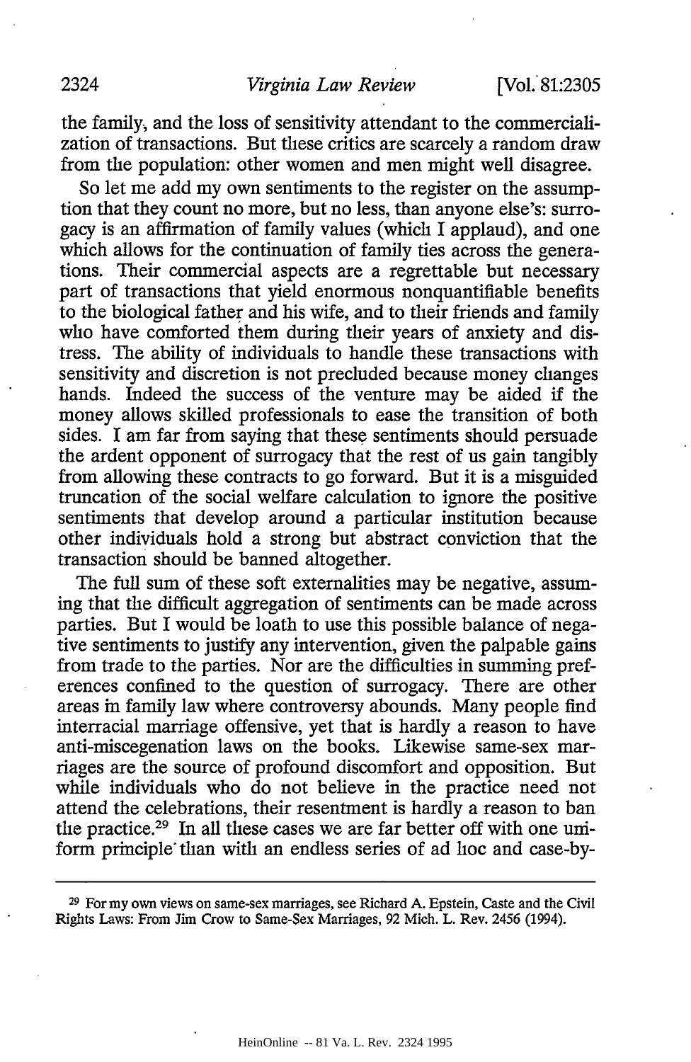the family, and the loss of sensitivity attendant to the commercialization of transactions. But these critics are scarcely a random draw from the population: other women and men might well disagree.

So let me add my own sentiments to the register on the assumption that they count no more, but no less, than anyone else's: surrogacy is an affirmation of family values (which I applaud), and one which allows for the continuation of family ties across the generations. Their commercial aspects are a regrettable but necessary part of transactions that yield enormous nonquantifiable benefits to the biological father and his wife, and to their friends and family who have comforted them during their years of anxiety and distress. The ability of individuals to handle these transactions with sensitivity and discretion is not precluded because money changes hands. Indeed the success of the venture may be aided if the money allows skilled professionals to ease the transition of both sides. I am far from saying that these sentiments should persuade the ardent opponent of surrogacy that the rest of us gain tangibly from allowing these contracts to go forward. But it is a misguided truncation of the social welfare calculation to ignore the positive sentiments that develop around a particular institution because other individuals hold a strong but abstract conviction that the transaction should be banned altogether.

The full sum of these soft externalities may be negative, assuming that the difficult aggregation of sentiments can be made across parties. But I would be loath to use this possible balance of negative sentiments to justify any intervention, given the palpable gains from trade to the parties. Nor are the difficulties in summing preferences confined to the question of surrogacy. There are other areas in family law where controversy abounds. Many people find interracial marriage offensive, yet that is hardly a reason to have anti-miscegenation laws on the books. Likewise same-sex marriages are the source of profound discomfort and opposition. But while individuals who do not believe in the practice need not attend the celebrations, their resentment is hardly a reason to ban the practice.[29] In all these cases we are far better off with one uniform principle than with an endless series of ad hoc and case-by-

---

[29] For my own views on same-sex marriages, see Richard A. Epstein, Caste and the Civil Rights Laws: From Jim Crow to Same-Sex Marriages, 92 Mich. L. Rev. 2456 (1994).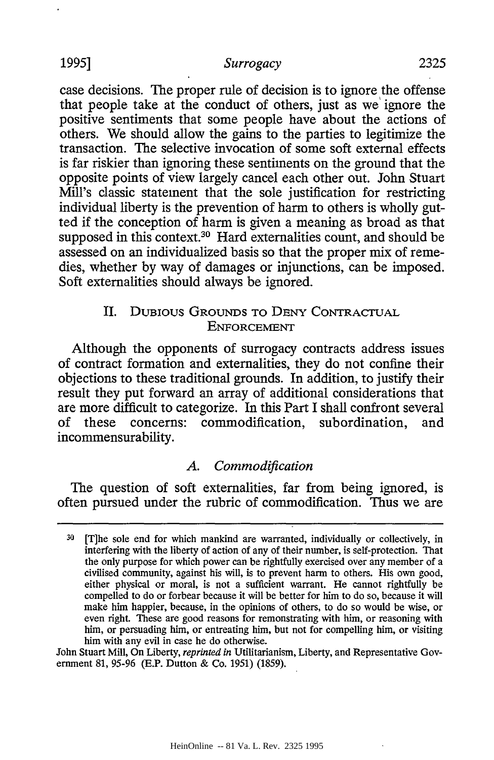case decisions. The proper rule of decision is to ignore the offense that people take at the conduct of others, just as we ignore the positive sentiments that some people have about the actions of others. We should allow the gains to the parties to legitimize the transaction. The selective invocation of some soft external effects is far riskier than ignoring these sentiments on the ground that the opposite points of view largely cancel each other out. John Stuart Mill's classic statement that the sole justification for restricting individual liberty is the prevention of harm to others is wholly gutted if the conception of harm is given a meaning as broad as that supposed in this context.[30] Hard externalities count, and should be assessed on an individualized basis so that the proper mix of remedies, whether by way of damages or injunctions, can be imposed. Soft externalities should always be ignored.

## II. Dubious Grounds to Deny Contractual Enforcement

Although the opponents of surrogacy contracts address issues of contract formation and externalities, they do not confine their objections to these traditional grounds. In addition, to justify their result they put forward an array of additional considerations that are more difficult to categorize. In this Part I shall confront several of these concerns: commodification, subordination, and incommensurability.

### *A. Commodification*

The question of soft externalities, far from being ignored, is often pursued under the rubric of commodification. Thus we are

---

[30] [T]he sole end for which mankind are warranted, individually or collectively, in interfering with the liberty of action of any of their number, is self-protection. That the only purpose for which power can be rightfully exercised over any member of a civilised community, against his will, is to prevent harm to others. His own good, either physical or moral, is not a sufficient warrant. He cannot rightfully be compelled to do or forbear because it will be better for him to do so, because it will make him happier, because, in the opinions of others, to do so would be wise, or even right. These are good reasons for remonstrating with him, or reasoning with him, or persuading him, or entreating him, but not for compelling him, or visiting him with any evil in case he do otherwise.

John Stuart Mill, On Liberty, *reprinted in* Utilitarianism, Liberty, and Representative Government 81, 95-96 (E.P. Dutton & Co. 1951) (1859).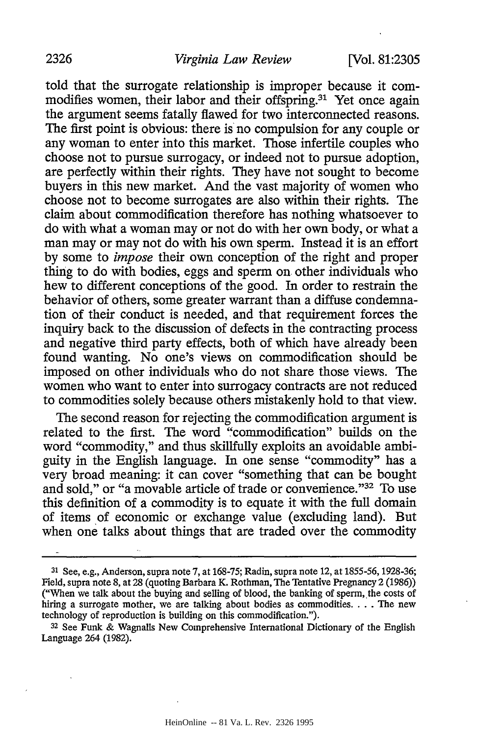told that the surrogate relationship is improper because it commodifies women, their labor and their offspring.[31] Yet once again the argument seems fatally flawed for two interconnected reasons. The first point is obvious: there is no compulsion for any couple or any woman to enter into this market. Those infertile couples who choose not to pursue surrogacy, or indeed not to pursue adoption, are perfectly within their rights. They have not sought to become buyers in this new market. And the vast majority of women who choose not to become surrogates are also within their rights. The claim about commodification therefore has nothing whatsoever to do with what a woman may or not do with her own body, or what a man may or may not do with his own sperm. Instead it is an effort by some to *impose* their own conception of the right and proper thing to do with bodies, eggs and sperm on other individuals who hew to different conceptions of the good. In order to restrain the behavior of others, some greater warrant than a diffuse condemnation of their conduct is needed, and that requirement forces the inquiry back to the discussion of defects in the contracting process and negative third party effects, both of which have already been found wanting. No one's views on commodification should be imposed on other individuals who do not share those views. The women who want to enter into surrogacy contracts are not reduced to commodities solely because others mistakenly hold to that view.

The second reason for rejecting the commodification argument is related to the first. The word "commodification" builds on the word "commodity," and thus skillfully exploits an avoidable ambiguity in the English language. In one sense "commodity" has a very broad meaning: it can cover "something that can be bought and sold," or "a movable article of trade or convenience."[32] To use this definition of a commodity is to equate it with the full domain of items of economic or exchange value (excluding land). But when one talks about things that are traded over the commodity

---

[31] See, e.g., Anderson, supra note 7, at 168-75; Radin, supra note 12, at 1855-56, 1928-36; Field, supra note 8, at 28 (quoting Barbara K. Rothman, The Tentative Pregnancy 2 (1986)) ("When we talk about the buying and selling of blood, the banking of sperm, the costs of hiring a surrogate mother, we are talking about bodies as commodities. . . . The new technology of reproduction is building on this commodification.").

[32] See Funk & Wagnalls New Comprehensive International Dictionary of the English Language 264 (1982).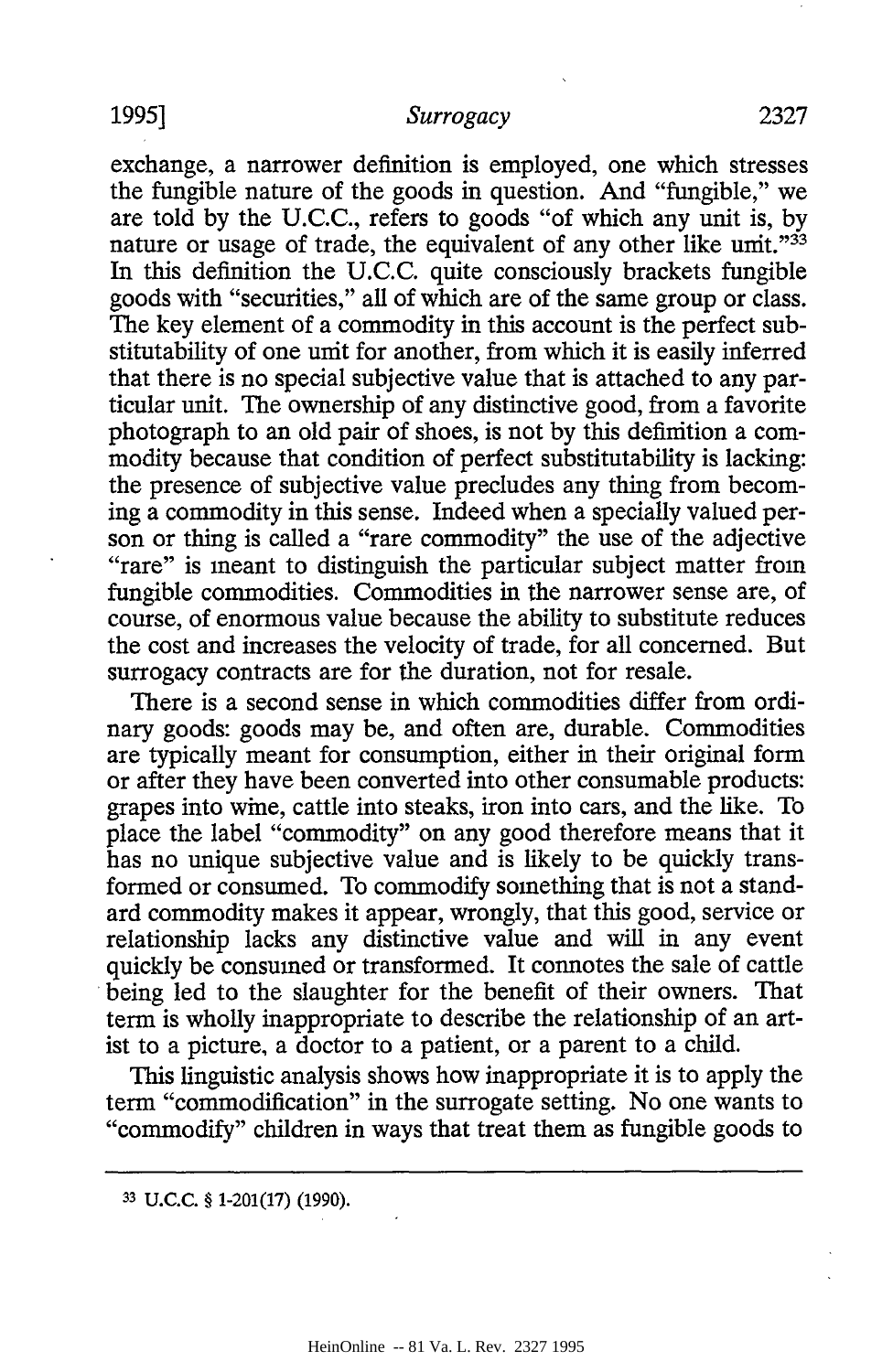exchange, a narrower definition is employed, one which stresses the fungible nature of the goods in question. And "fungible," we are told by the U.C.C., refers to goods "of which any unit is, by nature or usage of trade, the equivalent of any other like unit."[33] In this definition the U.C.C. quite consciously brackets fungible goods with "securities," all of which are of the same group or class. The key element of a commodity in this account is the perfect substitutability of one unit for another, from which it is easily inferred that there is no special subjective value that is attached to any particular unit. The ownership of any distinctive good, from a favorite photograph to an old pair of shoes, is not by this definition a commodity because that condition of perfect substitutability is lacking: the presence of subjective value precludes any thing from becoming a commodity in this sense. Indeed when a specially valued person or thing is called a "rare commodity" the use of the adjective "rare" is meant to distinguish the particular subject matter from fungible commodities. Commodities in the narrower sense are, of course, of enormous value because the ability to substitute reduces the cost and increases the velocity of trade, for all concerned. But surrogacy contracts are for the duration, not for resale.

There is a second sense in which commodities differ from ordinary goods: goods may be, and often are, durable. Commodities are typically meant for consumption, either in their original form or after they have been converted into other consumable products: grapes into wine, cattle into steaks, iron into cars, and the like. To place the label "commodity" on any good therefore means that it has no unique subjective value and is likely to be quickly transformed or consumed. To commodify something that is not a standard commodity makes it appear, wrongly, that this good, service or relationship lacks any distinctive value and will in any event quickly be consumed or transformed. It connotes the sale of cattle being led to the slaughter for the benefit of their owners. That term is wholly inappropriate to describe the relationship of an artist to a picture, a doctor to a patient, or a parent to a child.

This linguistic analysis shows how inappropriate it is to apply the term "commodification" in the surrogate setting. No one wants to "commodify" children in ways that treat them as fungible goods to

[33] U.C.C. § 1-201(17) (1990).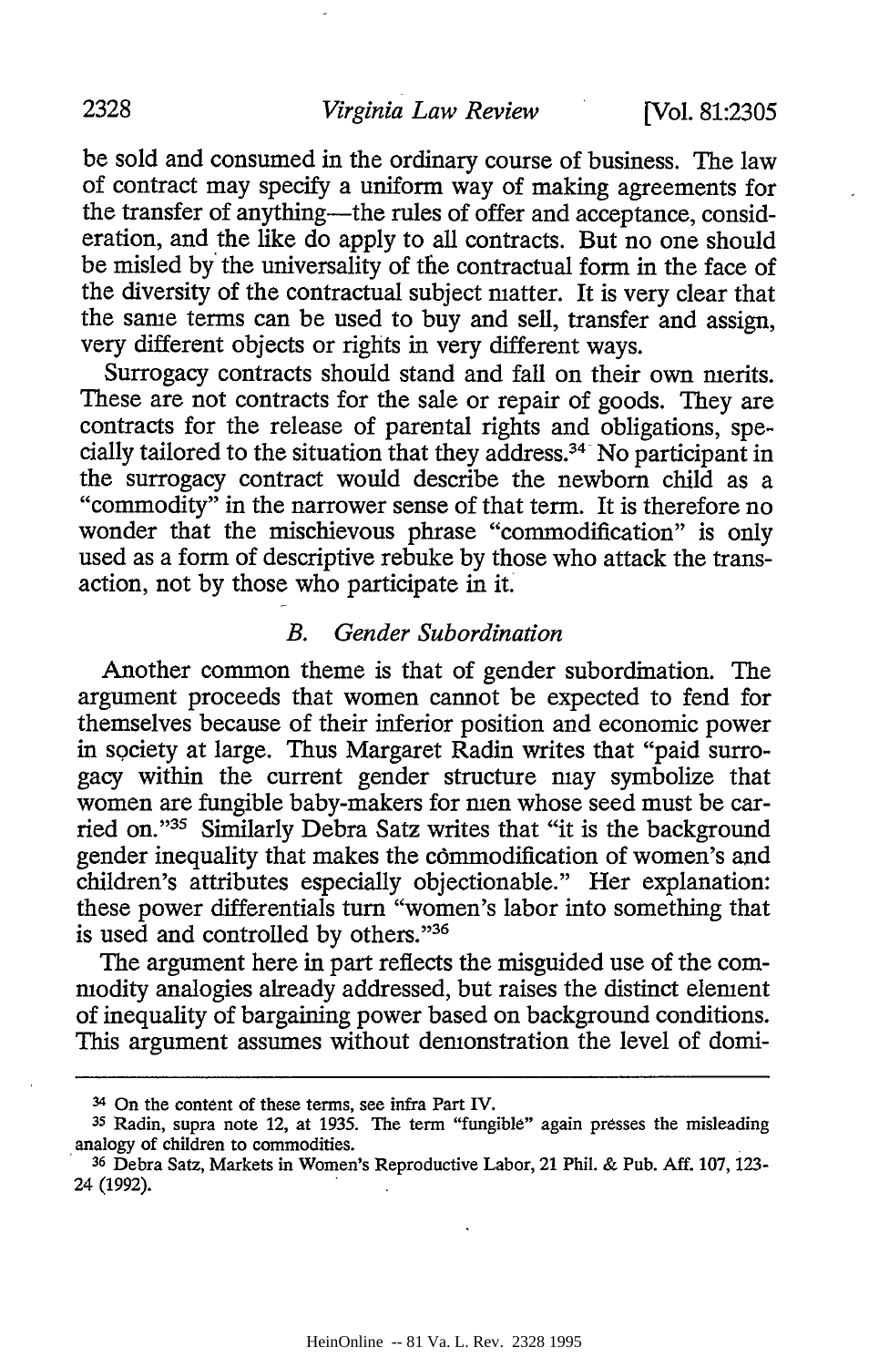be sold and consumed in the ordinary course of business. The law of contract may specify a uniform way of making agreements for the transfer of anything—the rules of offer and acceptance, consideration, and the like do apply to all contracts. But no one should be misled by the universality of the contractual form in the face of the diversity of the contractual subject matter. It is very clear that the same terms can be used to buy and sell, transfer and assign, very different objects or rights in very different ways.

Surrogacy contracts should stand and fall on their own merits. These are not contracts for the sale or repair of goods. They are contracts for the release of parental rights and obligations, specially tailored to the situation that they address.[34] No participant in the surrogacy contract would describe the newborn child as a "commodity" in the narrower sense of that term. It is therefore no wonder that the mischievous phrase "commodification" is only used as a form of descriptive rebuke by those who attack the transaction, not by those who participate in it.

### *B. Gender Subordination*

Another common theme is that of gender subordination. The argument proceeds that women cannot be expected to fend for themselves because of their inferior position and economic power in society at large. Thus Margaret Radin writes that "paid surrogacy within the current gender structure may symbolize that women are fungible baby-makers for men whose seed must be carried on."[35] Similarly Debra Satz writes that "it is the background gender inequality that makes the commodification of women's and children's attributes especially objectionable." Her explanation: these power differentials turn "women's labor into something that is used and controlled by others."[36]

The argument here in part reflects the misguided use of the commodity analogies already addressed, but raises the distinct element of inequality of bargaining power based on background conditions. This argument assumes without demonstration the level of domi-

---

[34] On the content of these terms, see infra Part IV.

[35] Radin, supra note 12, at 1935. The term "fungible" again presses the misleading analogy of children to commodities.

[36] Debra Satz, Markets in Women's Reproductive Labor, 21 Phil. & Pub. Aff. 107, 123-24 (1992).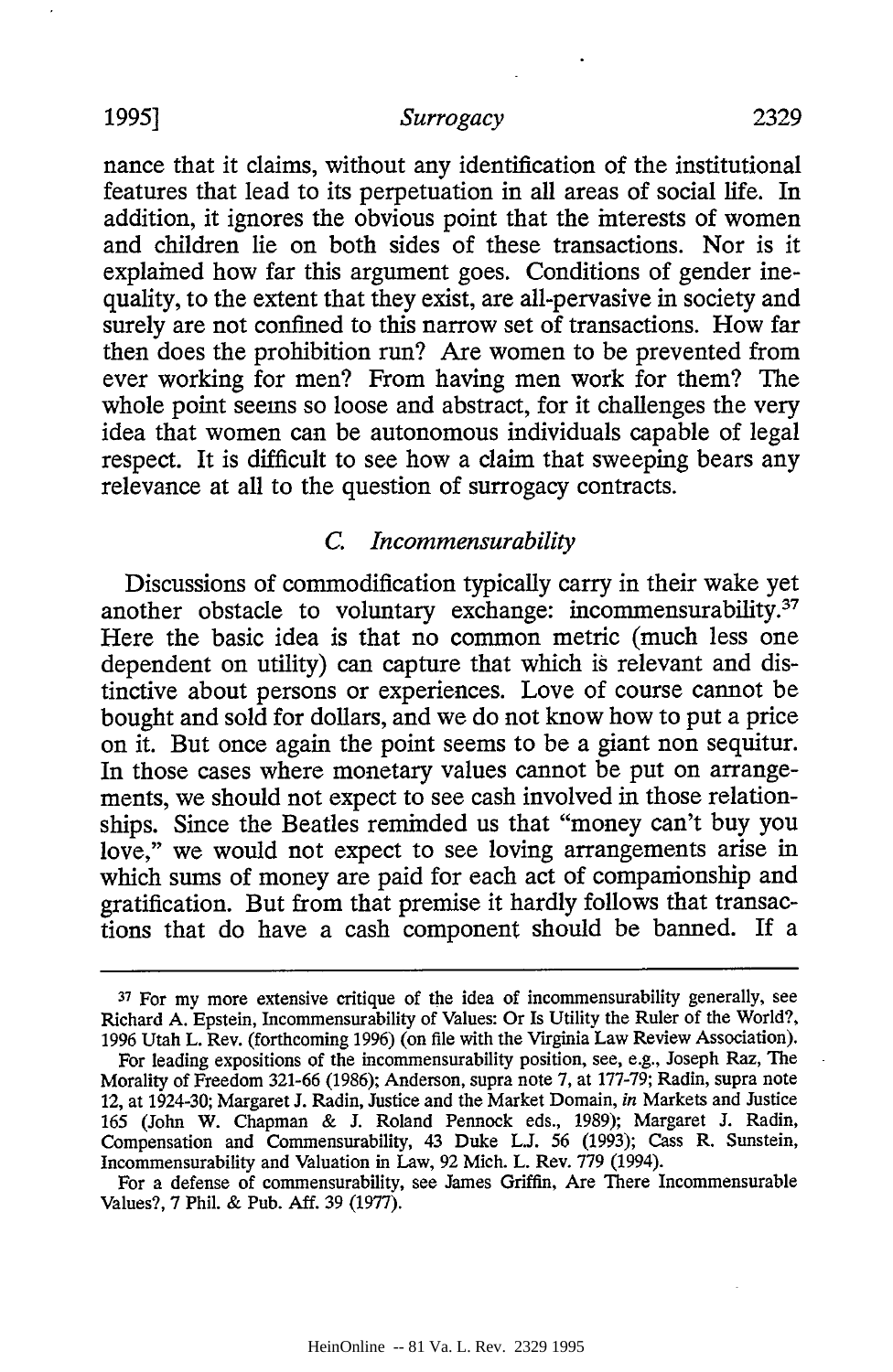nance that it claims, without any identification of the institutional features that lead to its perpetuation in all areas of social life. In addition, it ignores the obvious point that the interests of women and children lie on both sides of these transactions. Nor is it explained how far this argument goes. Conditions of gender inequality, to the extent that they exist, are all-pervasive in society and surely are not confined to this narrow set of transactions. How far then does the prohibition run? Are women to be prevented from ever working for men? From having men work for them? The whole point seems so loose and abstract, for it challenges the very idea that women can be autonomous individuals capable of legal respect. It is difficult to see how a claim that sweeping bears any relevance at all to the question of surrogacy contracts.

### *C. Incommensurability*

Discussions of commodification typically carry in their wake yet another obstacle to voluntary exchange: incommensurability.[37] Here the basic idea is that no common metric (much less one dependent on utility) can capture that which is relevant and distinctive about persons or experiences. Love of course cannot be bought and sold for dollars, and we do not know how to put a price on it. But once again the point seems to be a giant non sequitur. In those cases where monetary values cannot be put on arrangements, we should not expect to see cash involved in those relationships. Since the Beatles reminded us that "money can't buy you love," we would not expect to see loving arrangements arise in which sums of money are paid for each act of companionship and gratification. But from that premise it hardly follows that transactions that do have a cash component should be banned. If a

---

[37] For my more extensive critique of the idea of incommensurability generally, see Richard A. Epstein, Incommensurability of Values: Or Is Utility the Ruler of the World?, 1996 Utah L. Rev. (forthcoming 1996) (on file with the Virginia Law Review Association).

For leading expositions of the incommensurability position, see, e.g., Joseph Raz, The Morality of Freedom 321-66 (1986); Anderson, supra note 7, at 177-79; Radin, supra note 12, at 1924-30; Margaret J. Radin, Justice and the Market Domain, *in* Markets and Justice 165 (John W. Chapman & J. Roland Pennock eds., 1989); Margaret J. Radin, Compensation and Commensurability, 43 Duke L.J. 56 (1993); Cass R. Sunstein, Incommensurability and Valuation in Law, 92 Mich. L. Rev. 779 (1994).

For a defense of commensurability, see James Griffin, Are There Incommensurable Values?, 7 Phil. & Pub. Aff. 39 (1977).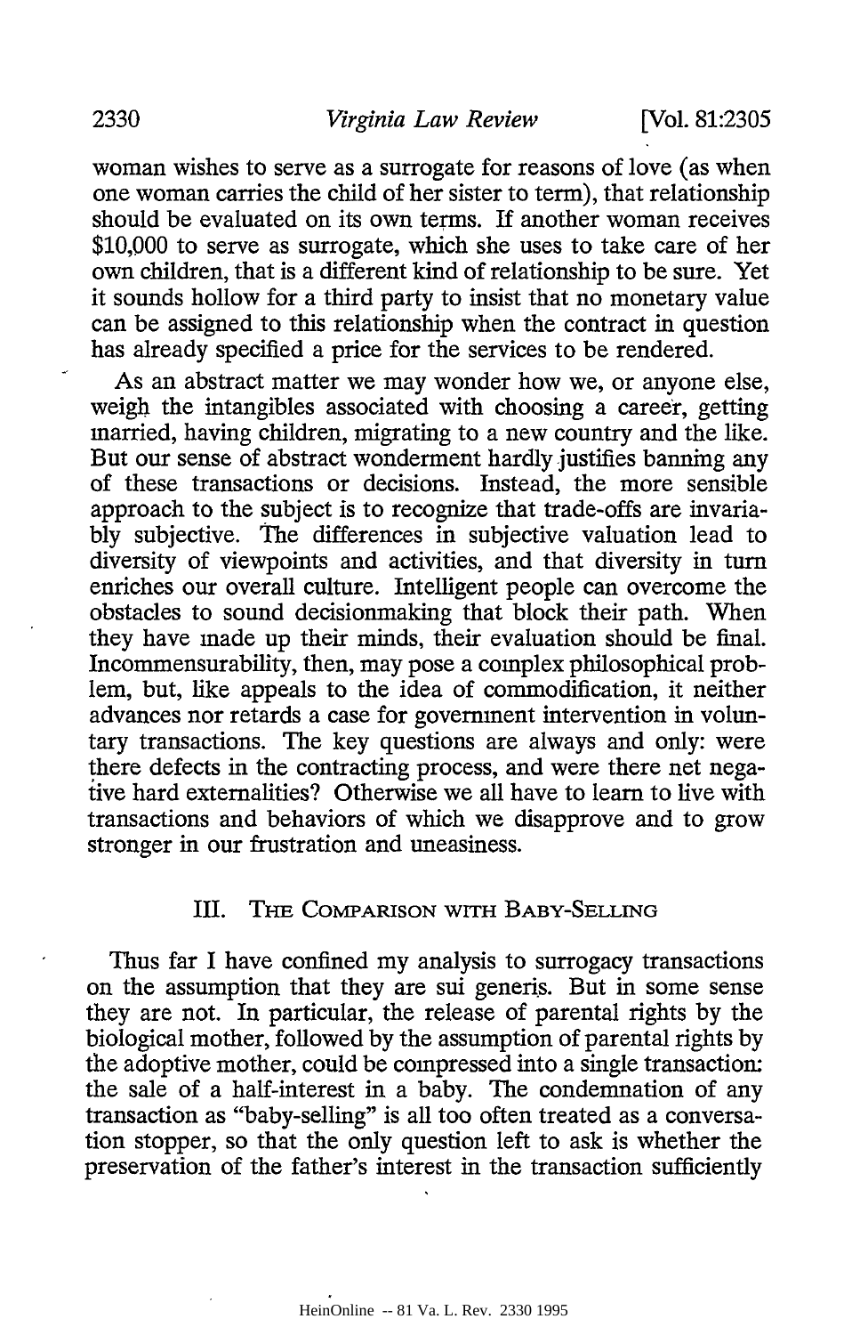woman wishes to serve as a surrogate for reasons of love (as when one woman carries the child of her sister to term), that relationship should be evaluated on its own terms. If another woman receives $10,000 to serve as surrogate, which she uses to take care of her own children, that is a different kind of relationship to be sure. Yet it sounds hollow for a third party to insist that no monetary value can be assigned to this relationship when the contract in question has already specified a price for the services to be rendered.

As an abstract matter we may wonder how we, or anyone else, weigh the intangibles associated with choosing a career, getting married, having children, migrating to a new country and the like. But our sense of abstract wonderment hardly justifies banning any of these transactions or decisions. Instead, the more sensible approach to the subject is to recognize that trade-offs are invariably subjective. The differences in subjective valuation lead to diversity of viewpoints and activities, and that diversity in turn enriches our overall culture. Intelligent people can overcome the obstacles to sound decisionmaking that block their path. When they have made up their minds, their evaluation should be final. Incommensurability, then, may pose a complex philosophical problem, but, like appeals to the idea of commodification, it neither advances nor retards a case for government intervention in voluntary transactions. The key questions are always and only: were there defects in the contracting process, and were there net negative hard externalities? Otherwise we all have to learn to live with transactions and behaviors of which we disapprove and to grow stronger in our frustration and uneasiness.

## III. The Comparison with Baby-Selling

Thus far I have confined my analysis to surrogacy transactions on the assumption that they are sui generis. But in some sense they are not. In particular, the release of parental rights by the biological mother, followed by the assumption of parental rights by the adoptive mother, could be compressed into a single transaction: the sale of a half-interest in a baby. The condemnation of any transaction as "baby-selling" is all too often treated as a conversation stopper, so that the only question left to ask is whether the preservation of the father's interest in the transaction sufficiently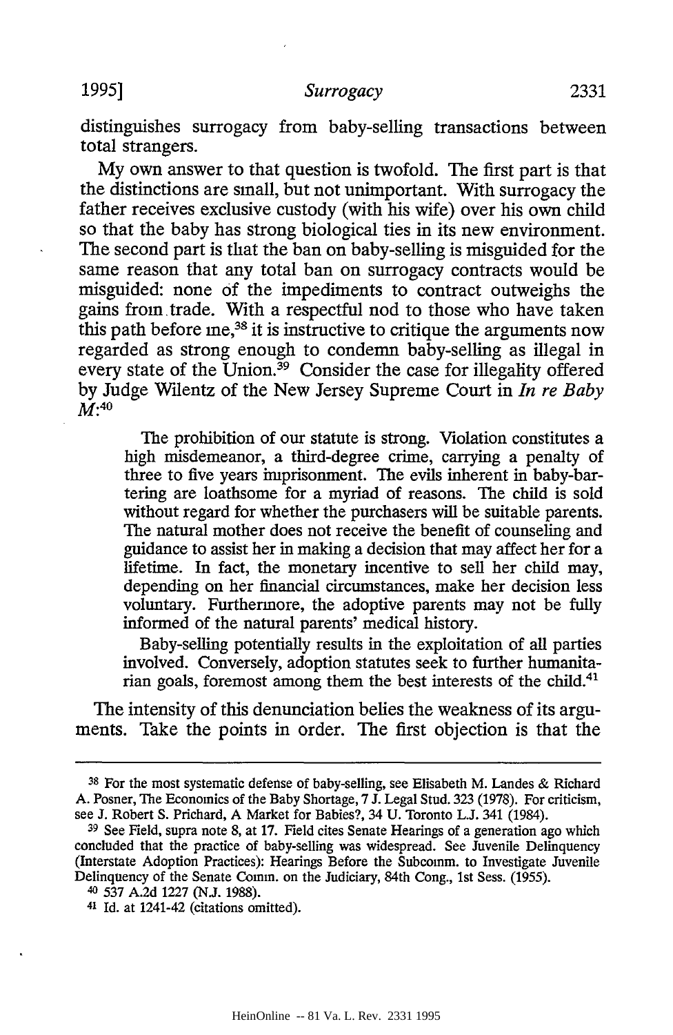distinguishes surrogacy from baby-selling transactions between total strangers.

My own answer to that question is twofold. The first part is that the distinctions are small, but not unimportant. With surrogacy the father receives exclusive custody (with his wife) over his own child so that the baby has strong biological ties in its new environment. The second part is that the ban on baby-selling is misguided for the same reason that any total ban on surrogacy contracts would be misguided: none of the impediments to contract outweighs the gains from trade. With a respectful nod to those who have taken this path before me,[38] it is instructive to critique the arguments now regarded as strong enough to condemn baby-selling as illegal in every state of the Union.[39] Consider the case for illegality offered by Judge Wilentz of the New Jersey Supreme Court in *In re Baby M*:[40]

> The prohibition of our statute is strong. Violation constitutes a high misdemeanor, a third-degree crime, carrying a penalty of three to five years imprisonment. The evils inherent in baby-bartering are loathsome for a myriad of reasons. The child is sold without regard for whether the purchasers will be suitable parents. The natural mother does not receive the benefit of counseling and guidance to assist her in making a decision that may affect her for a lifetime. In fact, the monetary incentive to sell her child may, depending on her financial circumstances, make her decision less voluntary. Furthermore, the adoptive parents may not be fully informed of the natural parents' medical history.
>
> Baby-selling potentially results in the exploitation of all parties involved. Conversely, adoption statutes seek to further humanitarian goals, foremost among them the best interests of the child.[41]

The intensity of this denunciation belies the weakness of its arguments. Take the points in order. The first objection is that the

---

[38] For the most systematic defense of baby-selling, see Elisabeth M. Landes & Richard A. Posner, The Economics of the Baby Shortage, 7 J. Legal Stud. 323 (1978). For criticism, see J. Robert S. Prichard, A Market for Babies?, 34 U. Toronto L.J. 341 (1984).

[39] See Field, supra note 8, at 17. Field cites Senate Hearings of a generation ago which concluded that the practice of baby-selling was widespread. See Juvenile Delinquency (Interstate Adoption Practices): Hearings Before the Subcomm. to Investigate Juvenile Delinquency of the Senate Comm. on the Judiciary, 84th Cong., 1st Sess. (1955).

[40] 537 A.2d 1227 (N.J. 1988).

[41] Id. at 1241-42 (citations omitted).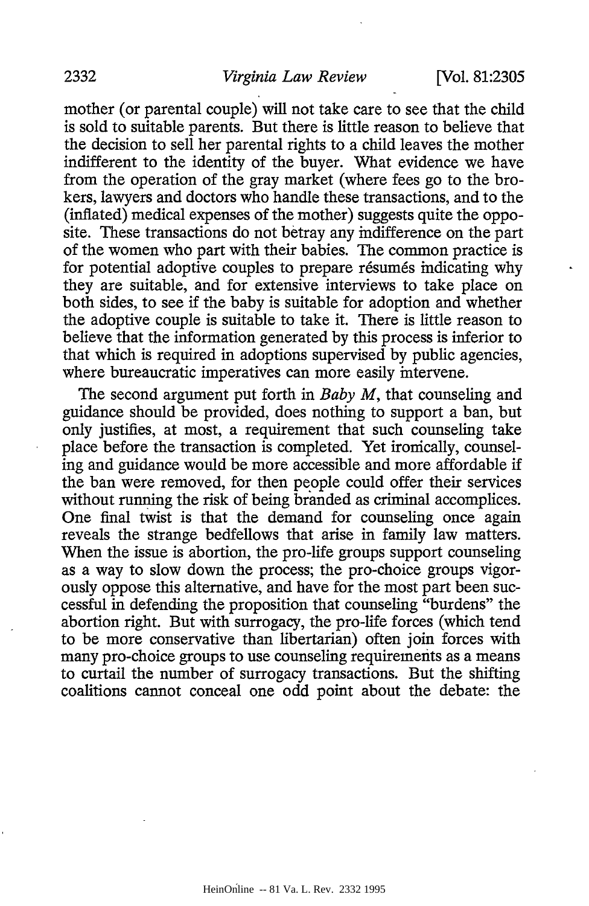mother (or parental couple) will not take care to see that the child is sold to suitable parents. But there is little reason to believe that the decision to sell her parental rights to a child leaves the mother indifferent to the identity of the buyer. What evidence we have from the operation of the gray market (where fees go to the brokers, lawyers and doctors who handle these transactions, and to the (inflated) medical expenses of the mother) suggests quite the opposite. These transactions do not betray any indifference on the part of the women who part with their babies. The common practice is for potential adoptive couples to prepare résumés indicating why they are suitable, and for extensive interviews to take place on both sides, to see if the baby is suitable for adoption and whether the adoptive couple is suitable to take it. There is little reason to believe that the information generated by this process is inferior to that which is required in adoptions supervised by public agencies, where bureaucratic imperatives can more easily intervene.

The second argument put forth in *Baby M*, that counseling and guidance should be provided, does nothing to support a ban, but only justifies, at most, a requirement that such counseling take place before the transaction is completed. Yet ironically, counseling and guidance would be more accessible and more affordable if the ban were removed, for then people could offer their services without running the risk of being branded as criminal accomplices. One final twist is that the demand for counseling once again reveals the strange bedfellows that arise in family law matters. When the issue is abortion, the pro-life groups support counseling as a way to slow down the process; the pro-choice groups vigorously oppose this alternative, and have for the most part been successful in defending the proposition that counseling "burdens" the abortion right. But with surrogacy, the pro-life forces (which tend to be more conservative than libertarian) often join forces with many pro-choice groups to use counseling requirements as a means to curtail the number of surrogacy transactions. But the shifting coalitions cannot conceal one odd point about the debate: the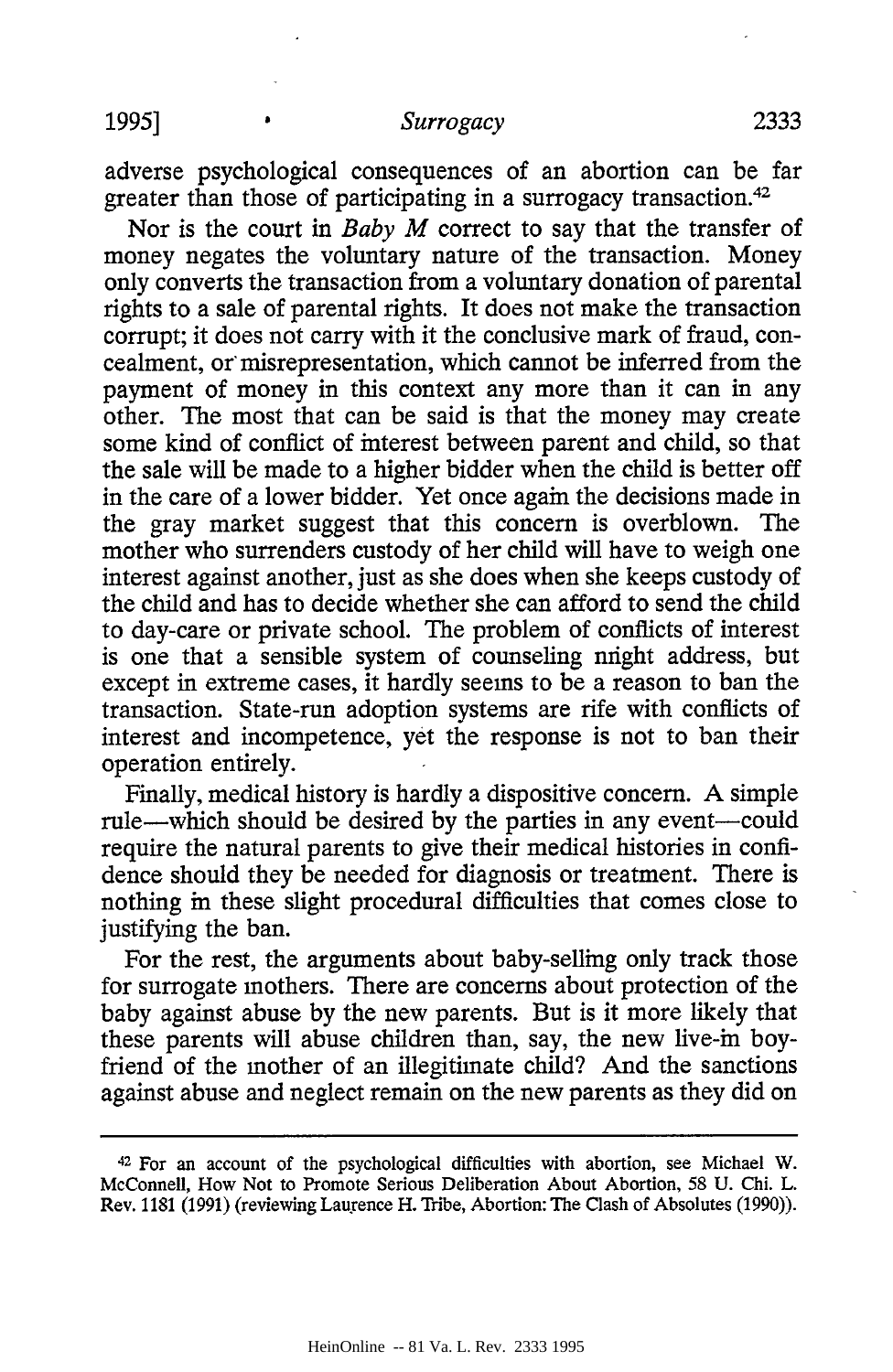adverse psychological consequences of an abortion can be far greater than those of participating in a surrogacy transaction.[42]

Nor is the court in *Baby M* correct to say that the transfer of money negates the voluntary nature of the transaction. Money only converts the transaction from a voluntary donation of parental rights to a sale of parental rights. It does not make the transaction corrupt; it does not carry with it the conclusive mark of fraud, concealment, or misrepresentation, which cannot be inferred from the payment of money in this context any more than it can in any other. The most that can be said is that the money may create some kind of conflict of interest between parent and child, so that the sale will be made to a higher bidder when the child is better off in the care of a lower bidder. Yet once again the decisions made in the gray market suggest that this concern is overblown. The mother who surrenders custody of her child will have to weigh one interest against another, just as she does when she keeps custody of the child and has to decide whether she can afford to send the child to day-care or private school. The problem of conflicts of interest is one that a sensible system of counseling might address, but except in extreme cases, it hardly seems to be a reason to ban the transaction. State-run adoption systems are rife with conflicts of interest and incompetence, yet the response is not to ban their operation entirely.

Finally, medical history is hardly a dispositive concern. A simple rule—which should be desired by the parties in any event—could require the natural parents to give their medical histories in confidence should they be needed for diagnosis or treatment. There is nothing in these slight procedural difficulties that comes close to justifying the ban.

For the rest, the arguments about baby-selling only track those for surrogate mothers. There are concerns about protection of the baby against abuse by the new parents. But is it more likely that these parents will abuse children than, say, the new live-in boyfriend of the mother of an illegitimate child? And the sanctions against abuse and neglect remain on the new parents as they did on

[42] For an account of the psychological difficulties with abortion, see Michael W. McConnell, How Not to Promote Serious Deliberation About Abortion, 58 U. Chi. L. Rev. 1181 (1991) (reviewing Laurence H. Tribe, Abortion: The Clash of Absolutes (1990)).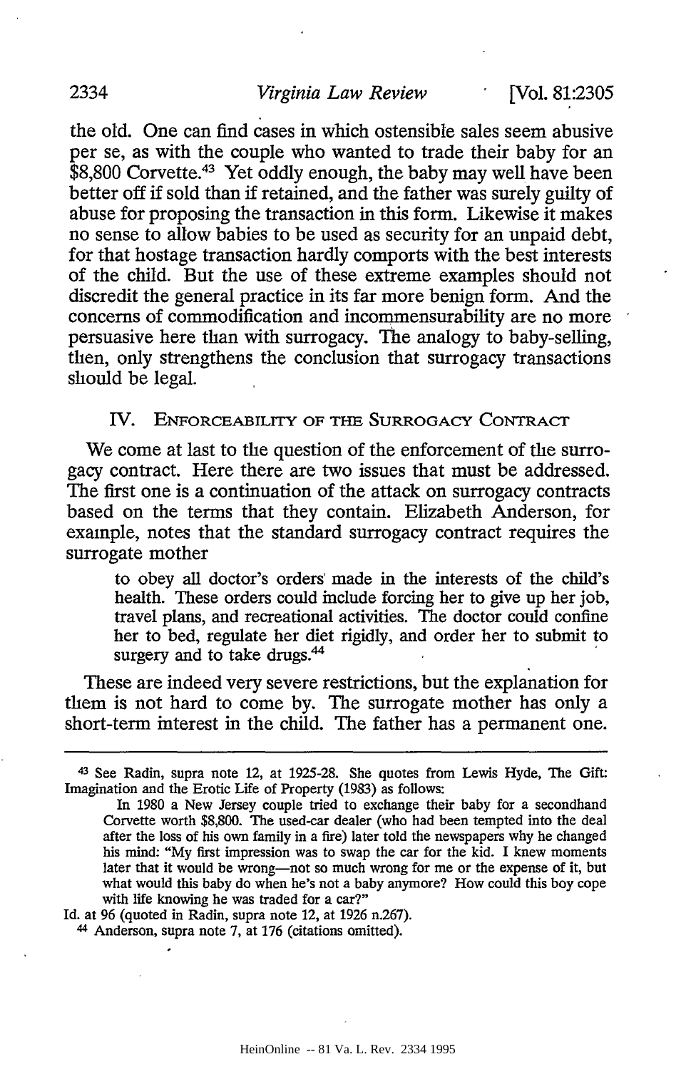the old. One can find cases in which ostensible sales seem abusive per se, as with the couple who wanted to trade their baby for an $8,800 Corvette.[43] Yet oddly enough, the baby may well have been better off if sold than if retained, and the father was surely guilty of abuse for proposing the transaction in this form. Likewise it makes no sense to allow babies to be used as security for an unpaid debt, for that hostage transaction hardly comports with the best interests of the child. But the use of these extreme examples should not discredit the general practice in its far more benign form. And the concerns of commodification and incommensurability are no more persuasive here than with surrogacy. The analogy to baby-selling, then, only strengthens the conclusion that surrogacy transactions should be legal.

## IV. Enforceability of the Surrogacy Contract

We come at last to the question of the enforcement of the surrogacy contract. Here there are two issues that must be addressed. The first one is a continuation of the attack on surrogacy contracts based on the terms that they contain. Elizabeth Anderson, for example, notes that the standard surrogacy contract requires the surrogate mother

> to obey all doctor's orders made in the interests of the child's health. These orders could include forcing her to give up her job, travel plans, and recreational activities. The doctor could confine her to bed, regulate her diet rigidly, and order her to submit to surgery and to take drugs.[44]

These are indeed very severe restrictions, but the explanation for them is not hard to come by. The surrogate mother has only a short-term interest in the child. The father has a permanent one.

---

[43] See Radin, supra note 12, at 1925-28. She quotes from Lewis Hyde, The Gift: Imagination and the Erotic Life of Property (1983) as follows:

> In 1980 a New Jersey couple tried to exchange their baby for a secondhand Corvette worth $8,800. The used-car dealer (who had been tempted into the deal after the loss of his own family in a fire) later told the newspapers why he changed his mind: "My first impression was to swap the car for the kid. I knew moments later that it would be wrong—not so much wrong for me or the expense of it, but what would this baby do when he's not a baby anymore? How could this boy cope with life knowing he was traded for a car?"

Id. at 96 (quoted in Radin, supra note 12, at 1926 n.267).

[44] Anderson, supra note 7, at 176 (citations omitted).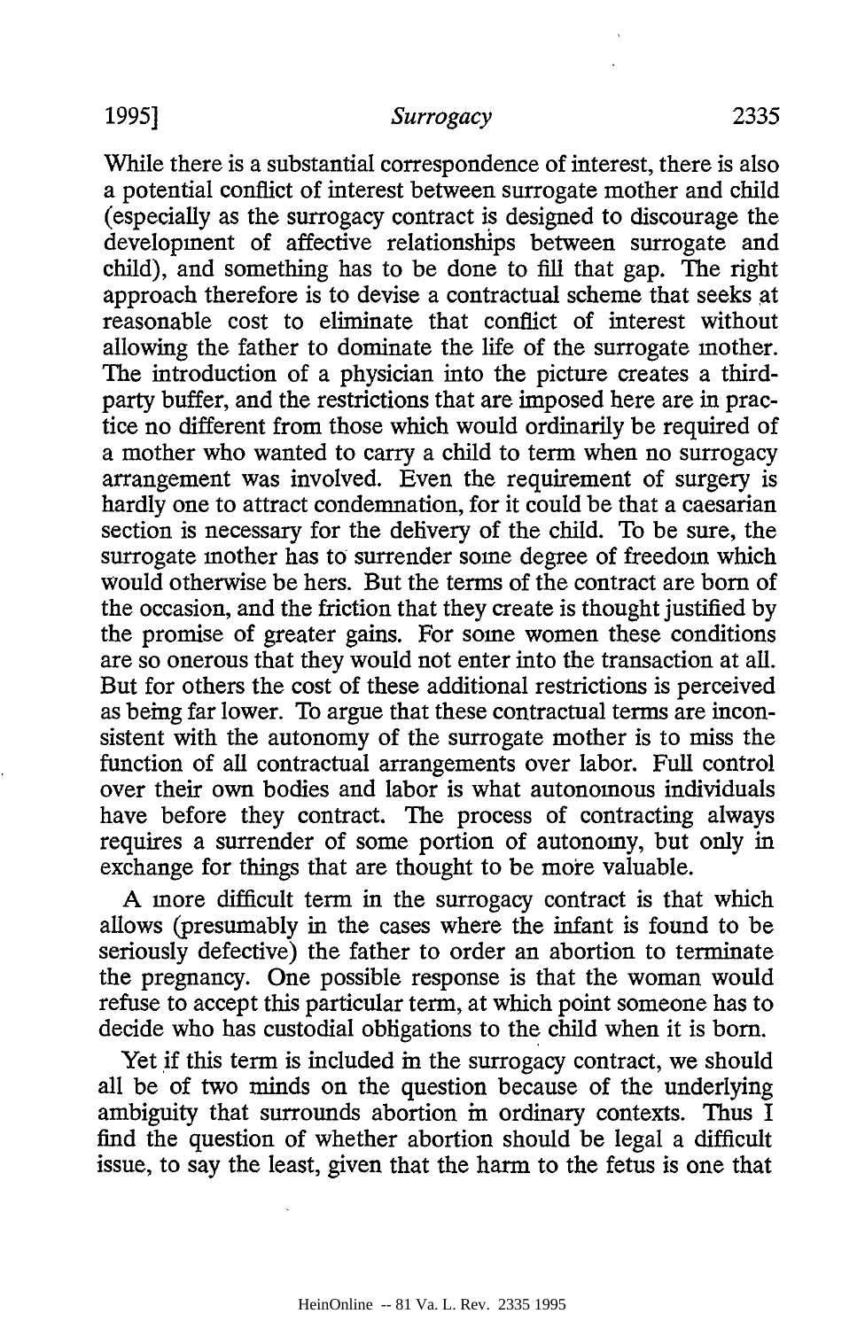While there is a substantial correspondence of interest, there is also a potential conflict of interest between surrogate mother and child (especially as the surrogacy contract is designed to discourage the development of affective relationships between surrogate and child), and something has to be done to fill that gap. The right approach therefore is to devise a contractual scheme that seeks at reasonable cost to eliminate that conflict of interest without allowing the father to dominate the life of the surrogate mother. The introduction of a physician into the picture creates a third-party buffer, and the restrictions that are imposed here are in practice no different from those which would ordinarily be required of a mother who wanted to carry a child to term when no surrogacy arrangement was involved. Even the requirement of surgery is hardly one to attract condemnation, for it could be that a caesarian section is necessary for the delivery of the child. To be sure, the surrogate mother has to surrender some degree of freedom which would otherwise be hers. But the terms of the contract are born of the occasion, and the friction that they create is thought justified by the promise of greater gains. For some women these conditions are so onerous that they would not enter into the transaction at all. But for others the cost of these additional restrictions is perceived as being far lower. To argue that these contractual terms are inconsistent with the autonomy of the surrogate mother is to miss the function of all contractual arrangements over labor. Full control over their own bodies and labor is what autonomous individuals have before they contract. The process of contracting always requires a surrender of some portion of autonomy, but only in exchange for things that are thought to be more valuable.

A more difficult term in the surrogacy contract is that which allows (presumably in the cases where the infant is found to be seriously defective) the father to order an abortion to terminate the pregnancy. One possible response is that the woman would refuse to accept this particular term, at which point someone has to decide who has custodial obligations to the child when it is born.

Yet if this term is included in the surrogacy contract, we should all be of two minds on the question because of the underlying ambiguity that surrounds abortion in ordinary contexts. Thus I find the question of whether abortion should be legal a difficult issue, to say the least, given that the harm to the fetus is one that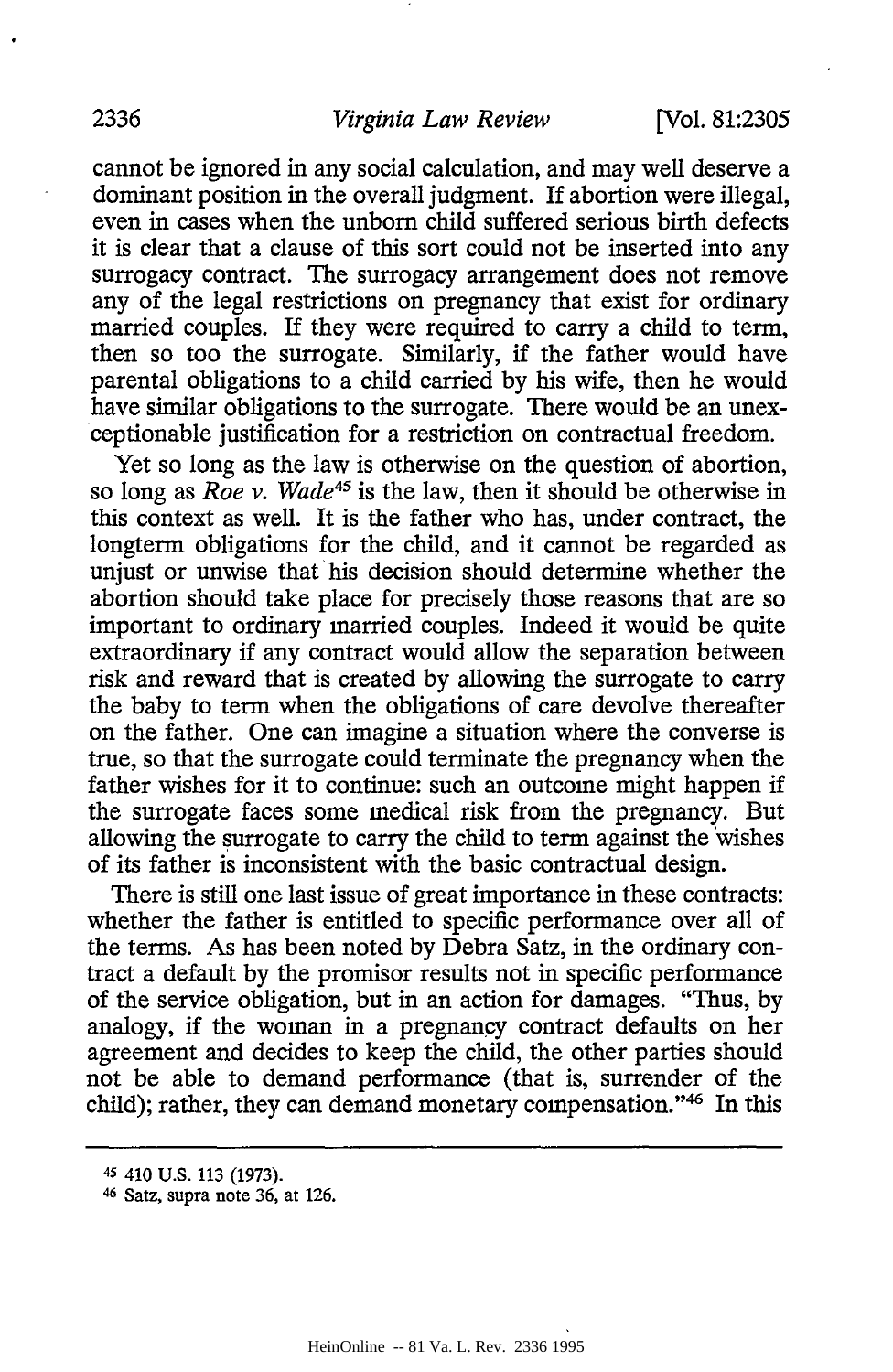cannot be ignored in any social calculation, and may well deserve a dominant position in the overall judgment. If abortion were illegal, even in cases when the unborn child suffered serious birth defects it is clear that a clause of this sort could not be inserted into any surrogacy contract. The surrogacy arrangement does not remove any of the legal restrictions on pregnancy that exist for ordinary married couples. If they were required to carry a child to term, then so too the surrogate. Similarly, if the father would have parental obligations to a child carried by his wife, then he would have similar obligations to the surrogate. There would be an unexceptionable justification for a restriction on contractual freedom.

Yet so long as the law is otherwise on the question of abortion, so long as *Roe v. Wade*[45] is the law, then it should be otherwise in this context as well. It is the father who has, under contract, the longterm obligations for the child, and it cannot be regarded as unjust or unwise that his decision should determine whether the abortion should take place for precisely those reasons that are so important to ordinary married couples. Indeed it would be quite extraordinary if any contract would allow the separation between risk and reward that is created by allowing the surrogate to carry the baby to term when the obligations of care devolve thereafter on the father. One can imagine a situation where the converse is true, so that the surrogate could terminate the pregnancy when the father wishes for it to continue: such an outcome might happen if the surrogate faces some medical risk from the pregnancy. But allowing the surrogate to carry the child to term against the wishes of its father is inconsistent with the basic contractual design.

There is still one last issue of great importance in these contracts: whether the father is entitled to specific performance over all of the terms. As has been noted by Debra Satz, in the ordinary contract a default by the promisor results not in specific performance of the service obligation, but in an action for damages. "Thus, by analogy, if the woman in a pregnancy contract defaults on her agreement and decides to keep the child, the other parties should not be able to demand performance (that is, surrender of the child); rather, they can demand monetary compensation."[46] In this

---

[45] 410 U.S. 113 (1973).

[46] Satz, supra note 36, at 126.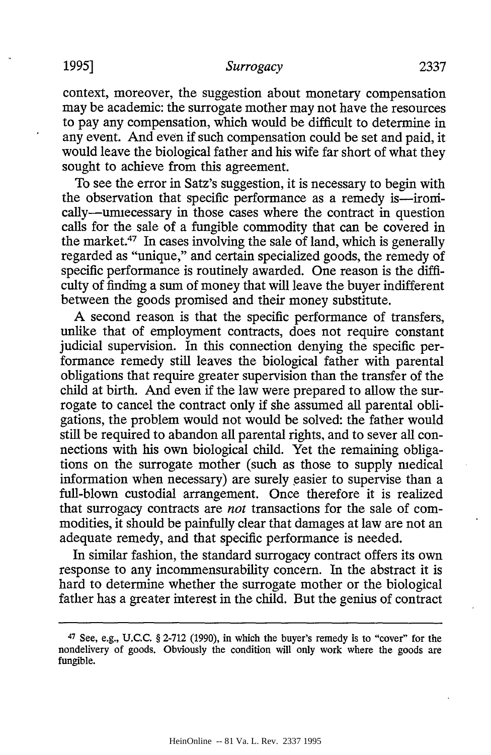context, moreover, the suggestion about monetary compensation may be academic: the surrogate mother may not have the resources to pay any compensation, which would be difficult to determine in any event. And even if such compensation could be set and paid, it would leave the biological father and his wife far short of what they sought to achieve from this agreement.

To see the error in Satz's suggestion, it is necessary to begin with the observation that specific performance as a remedy is—ironically—unnecessary in those cases where the contract in question calls for the sale of a fungible commodity that can be covered in the market.[47] In cases involving the sale of land, which is generally regarded as "unique," and certain specialized goods, the remedy of specific performance is routinely awarded. One reason is the difficulty of finding a sum of money that will leave the buyer indifferent between the goods promised and their money substitute.

A second reason is that the specific performance of transfers, unlike that of employment contracts, does not require constant judicial supervision. In this connection denying the specific performance remedy still leaves the biological father with parental obligations that require greater supervision than the transfer of the child at birth. And even if the law were prepared to allow the surrogate to cancel the contract only if she assumed all parental obligations, the problem would not would be solved: the father would still be required to abandon all parental rights, and to sever all connections with his own biological child. Yet the remaining obligations on the surrogate mother (such as those to supply medical information when necessary) are surely easier to supervise than a full-blown custodial arrangement. Once therefore it is realized that surrogacy contracts are *not* transactions for the sale of commodities, it should be painfully clear that damages at law are not an adequate remedy, and that specific performance is needed.

In similar fashion, the standard surrogacy contract offers its own response to any incommensurability concern. In the abstract it is hard to determine whether the surrogate mother or the biological father has a greater interest in the child. But the genius of contract

---

[47] See, e.g., U.C.C. § 2-712 (1990), in which the buyer's remedy is to "cover" for the nondelivery of goods. Obviously the condition will only work where the goods are fungible.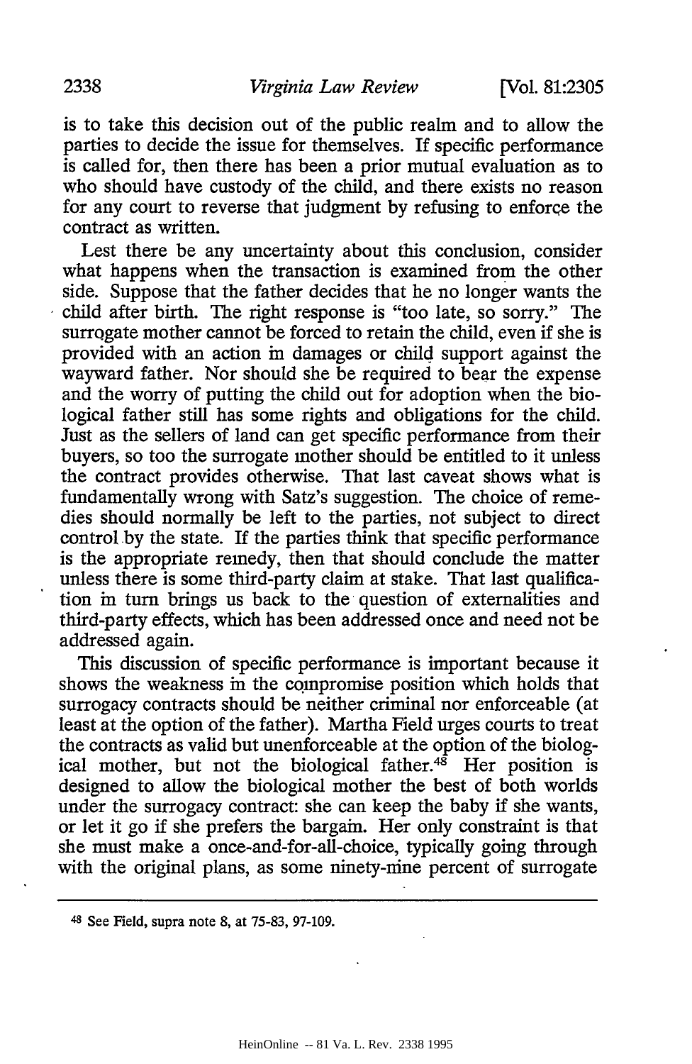is to take this decision out of the public realm and to allow the parties to decide the issue for themselves. If specific performance is called for, then there has been a prior mutual evaluation as to who should have custody of the child, and there exists no reason for any court to reverse that judgment by refusing to enforce the contract as written.

Lest there be any uncertainty about this conclusion, consider what happens when the transaction is examined from the other side. Suppose that the father decides that he no longer wants the child after birth. The right response is "too late, so sorry." The surrogate mother cannot be forced to retain the child, even if she is provided with an action in damages or child support against the wayward father. Nor should she be required to bear the expense and the worry of putting the child out for adoption when the biological father still has some rights and obligations for the child. Just as the sellers of land can get specific performance from their buyers, so too the surrogate mother should be entitled to it unless the contract provides otherwise. That last caveat shows what is fundamentally wrong with Satz's suggestion. The choice of remedies should normally be left to the parties, not subject to direct control by the state. If the parties think that specific performance is the appropriate remedy, then that should conclude the matter unless there is some third-party claim at stake. That last qualification in turn brings us back to the question of externalities and third-party effects, which has been addressed once and need not be addressed again.

This discussion of specific performance is important because it shows the weakness in the compromise position which holds that surrogacy contracts should be neither criminal nor enforceable (at least at the option of the father). Martha Field urges courts to treat the contracts as valid but unenforceable at the option of the biological mother, but not the biological father.[48] Her position is designed to allow the biological mother the best of both worlds under the surrogacy contract: she can keep the baby if she wants, or let it go if she prefers the bargain. Her only constraint is that she must make a once-and-for-all-choice, typically going through with the original plans, as some ninety-nine percent of surrogate

---

[48] See Field, supra note 8, at 75-83, 97-109.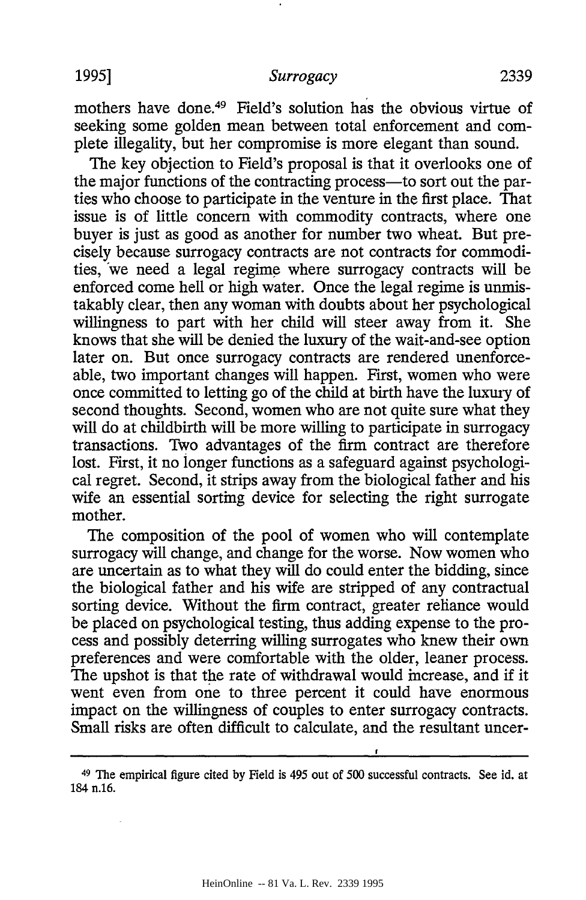mothers have done.[49] Field's solution has the obvious virtue of seeking some golden mean between total enforcement and complete illegality, but her compromise is more elegant than sound.

The key objection to Field's proposal is that it overlooks one of the major functions of the contracting process—to sort out the parties who choose to participate in the venture in the first place. That issue is of little concern with commodity contracts, where one buyer is just as good as another for number two wheat. But precisely because surrogacy contracts are not contracts for commodities, we need a legal regime where surrogacy contracts will be enforced come hell or high water. Once the legal regime is unmistakably clear, then any woman with doubts about her psychological willingness to part with her child will steer away from it. She knows that she will be denied the luxury of the wait-and-see option later on. But once surrogacy contracts are rendered unenforceable, two important changes will happen. First, women who were once committed to letting go of the child at birth have the luxury of second thoughts. Second, women who are not quite sure what they will do at childbirth will be more willing to participate in surrogacy transactions. Two advantages of the firm contract are therefore lost. First, it no longer functions as a safeguard against psychological regret. Second, it strips away from the biological father and his wife an essential sorting device for selecting the right surrogate mother.

The composition of the pool of women who will contemplate surrogacy will change, and change for the worse. Now women who are uncertain as to what they will do could enter the bidding, since the biological father and his wife are stripped of any contractual sorting device. Without the firm contract, greater reliance would be placed on psychological testing, thus adding expense to the process and possibly deterring willing surrogates who knew their own preferences and were comfortable with the older, leaner process. The upshot is that the rate of withdrawal would increase, and if it went even from one to three percent it could have enormous impact on the willingness of couples to enter surrogacy contracts. Small risks are often difficult to calculate, and the resultant uncer-

---

[49] The empirical figure cited by Field is 495 out of 500 successful contracts. See id. at 184 n.16.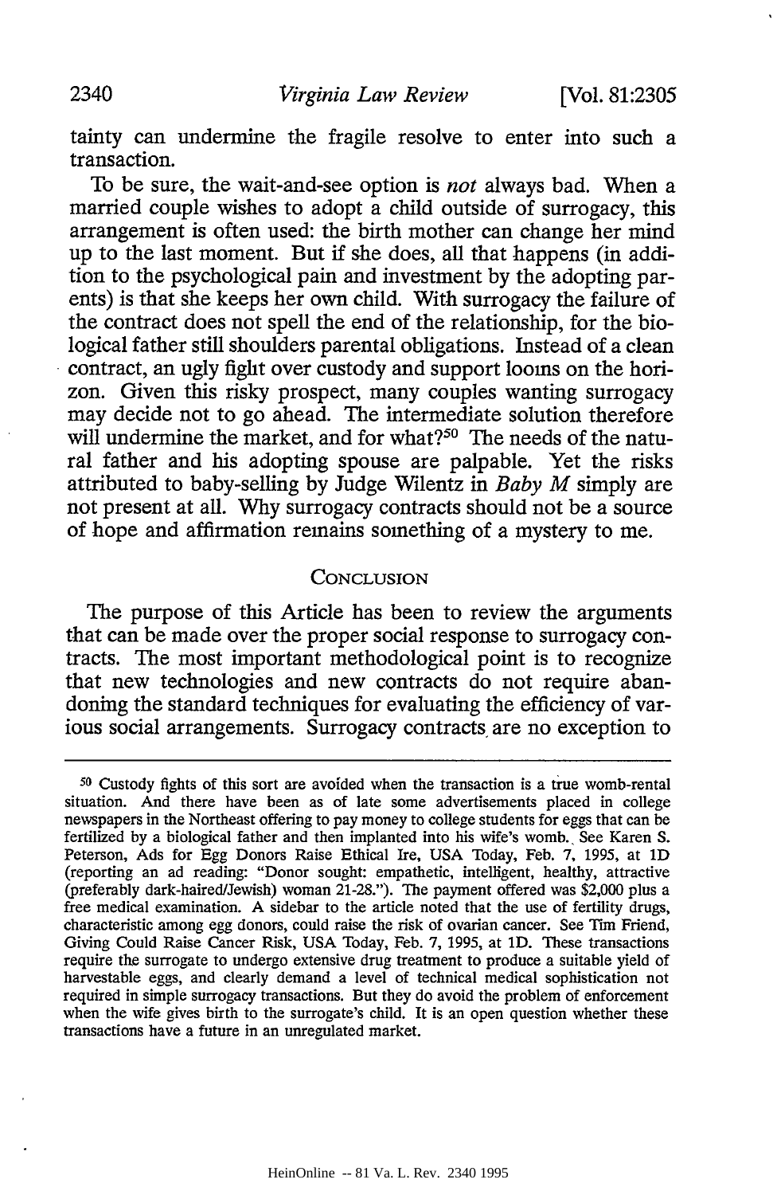tainty can undermine the fragile resolve to enter into such a transaction.

To be sure, the wait-and-see option is *not* always bad. When a married couple wishes to adopt a child outside of surrogacy, this arrangement is often used: the birth mother can change her mind up to the last moment. But if she does, all that happens (in addition to the psychological pain and investment by the adopting parents) is that she keeps her own child. With surrogacy the failure of the contract does not spell the end of the relationship, for the biological father still shoulders parental obligations. Instead of a clean contract, an ugly fight over custody and support looms on the horizon. Given this risky prospect, many couples wanting surrogacy may decide not to go ahead. The intermediate solution therefore will undermine the market, and for what?[50] The needs of the natural father and his adopting spouse are palpable. Yet the risks attributed to baby-selling by Judge Wilentz in *Baby M* simply are not present at all. Why surrogacy contracts should not be a source of hope and affirmation remains something of a mystery to me.

## Conclusion

The purpose of this Article has been to review the arguments that can be made over the proper social response to surrogacy contracts. The most important methodological point is to recognize that new technologies and new contracts do not require abandoning the standard techniques for evaluating the efficiency of various social arrangements. Surrogacy contracts are no exception to

---

[50] Custody fights of this sort are avoided when the transaction is a true womb-rental situation. And there have been as of late some advertisements placed in college newspapers in the Northeast offering to pay money to college students for eggs that can be fertilized by a biological father and then implanted into his wife's womb. See Karen S. Peterson, Ads for Egg Donors Raise Ethical Ire, USA Today, Feb. 7, 1995, at 1D (reporting an ad reading: "Donor sought: empathetic, intelligent, healthy, attractive (preferably dark-haired/Jewish) woman 21-28."). The payment offered was $2,000 plus a free medical examination. A sidebar to the article noted that the use of fertility drugs, characteristic among egg donors, could raise the risk of ovarian cancer. See Tim Friend, Giving Could Raise Cancer Risk, USA Today, Feb. 7, 1995, at 1D. These transactions require the surrogate to undergo extensive drug treatment to produce a suitable yield of harvestable eggs, and clearly demand a level of technical medical sophistication not required in simple surrogacy transactions. But they do avoid the problem of enforcement when the wife gives birth to the surrogate's child. It is an open question whether these transactions have a future in an unregulated market.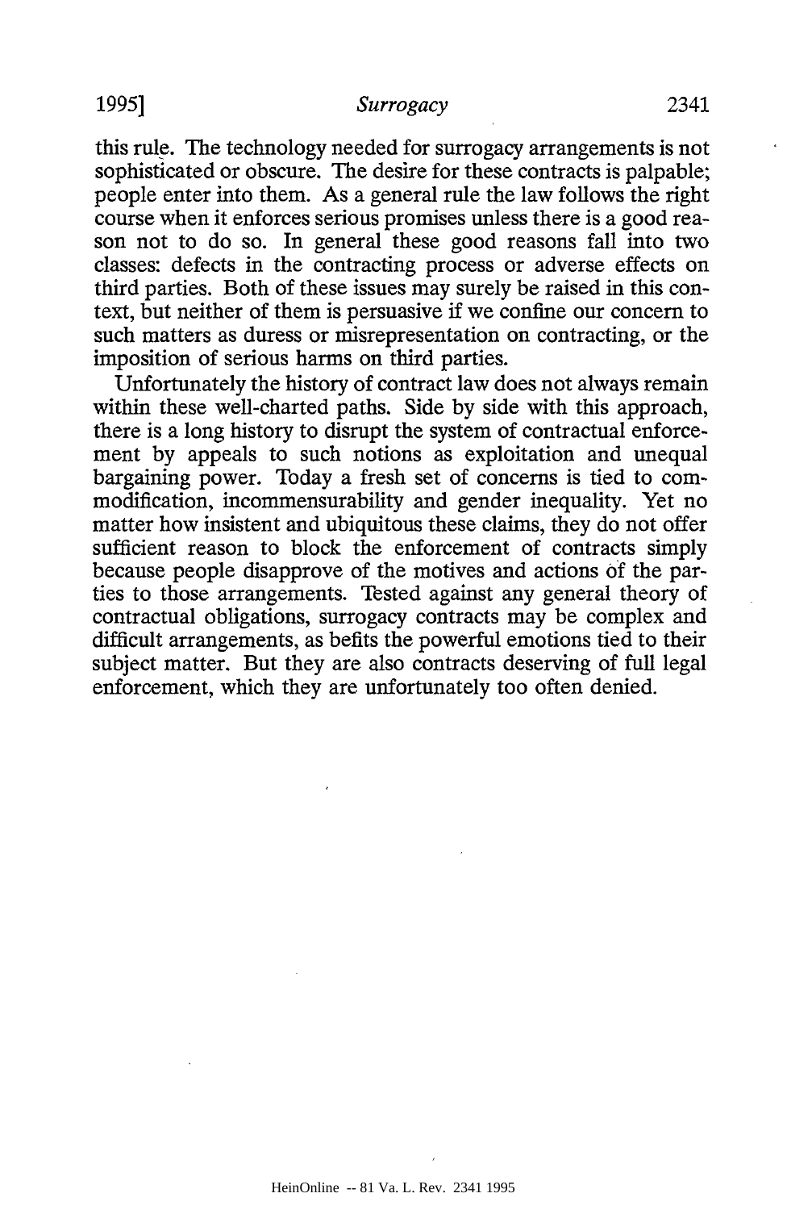this rule. The technology needed for surrogacy arrangements is not sophisticated or obscure. The desire for these contracts is palpable; people enter into them. As a general rule the law follows the right course when it enforces serious promises unless there is a good reason not to do so. In general these good reasons fall into two classes: defects in the contracting process or adverse effects on third parties. Both of these issues may surely be raised in this context, but neither of them is persuasive if we confine our concern to such matters as duress or misrepresentation on contracting, or the imposition of serious harms on third parties.

Unfortunately the history of contract law does not always remain within these well-charted paths. Side by side with this approach, there is a long history to disrupt the system of contractual enforcement by appeals to such notions as exploitation and unequal bargaining power. Today a fresh set of concerns is tied to commodification, incommensurability and gender inequality. Yet no matter how insistent and ubiquitous these claims, they do not offer sufficient reason to block the enforcement of contracts simply because people disapprove of the motives and actions of the parties to those arrangements. Tested against any general theory of contractual obligations, surrogacy contracts may be complex and difficult arrangements, as befits the powerful emotions tied to their subject matter. But they are also contracts deserving of full legal enforcement, which they are unfortunately too often denied.